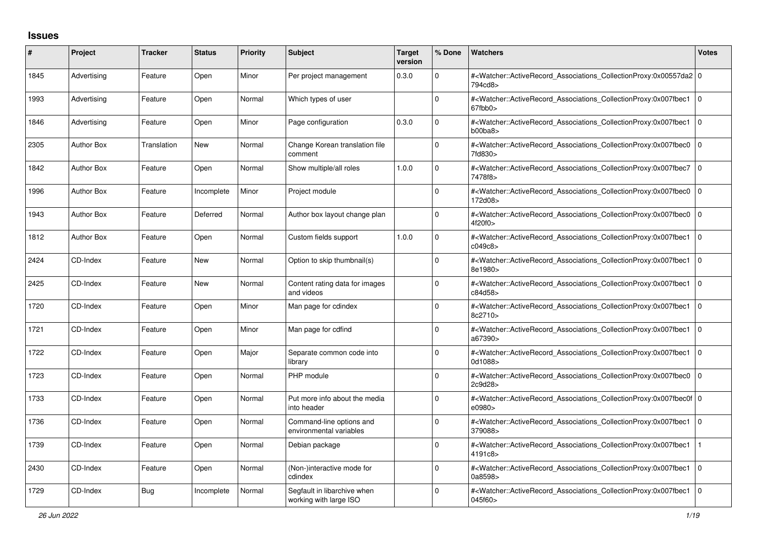## Issues

| # | Project | Tracker | Status | Priority | Subject | Target version | % Done | Watchers | Votes |
|---|---|---|---|---|---|---|---|---|---|
| 1845 | Advertising | Feature | Open | Minor | Per project management | 0.3.0 | 0 | #<Watcher::ActiveRecord_Associations_CollectionProxy:0x00557da2794cd8> | 0 |
| 1993 | Advertising | Feature | Open | Normal | Which types of user | | 0 | #<Watcher::ActiveRecord_Associations_CollectionProxy:0x007fbec167fbb0> | 0 |
| 1846 | Advertising | Feature | Open | Minor | Page configuration | 0.3.0 | 0 | #<Watcher::ActiveRecord_Associations_CollectionProxy:0x007fbec1b00ba8> | 0 |
| 2305 | Author Box | Translation | New | Normal | Change Korean translation file comment | | 0 | #<Watcher::ActiveRecord_Associations_CollectionProxy:0x007fbec07fd830> | 0 |
| 1842 | Author Box | Feature | Open | Normal | Show multiple/all roles | 1.0.0 | 0 | #<Watcher::ActiveRecord_Associations_CollectionProxy:0x007fbec77478f8> | 0 |
| 1996 | Author Box | Feature | Incomplete | Minor | Project module | | 0 | #<Watcher::ActiveRecord_Associations_CollectionProxy:0x007fbec0172d08> | 0 |
| 1943 | Author Box | Feature | Deferred | Normal | Author box layout change plan | | 0 | #<Watcher::ActiveRecord_Associations_CollectionProxy:0x007fbec04f20f0> | 0 |
| 1812 | Author Box | Feature | Open | Normal | Custom fields support | 1.0.0 | 0 | #<Watcher::ActiveRecord_Associations_CollectionProxy:0x007fbec1c049c8> | 0 |
| 2424 | CD-Index | Feature | New | Normal | Option to skip thumbnail(s) | | 0 | #<Watcher::ActiveRecord_Associations_CollectionProxy:0x007fbec18e1980> | 0 |
| 2425 | CD-Index | Feature | New | Normal | Content rating data for images and videos | | 0 | #<Watcher::ActiveRecord_Associations_CollectionProxy:0x007fbec1c84d58> | 0 |
| 1720 | CD-Index | Feature | Open | Minor | Man page for cdindex | | 0 | #<Watcher::ActiveRecord_Associations_CollectionProxy:0x007fbec18c2710> | 0 |
| 1721 | CD-Index | Feature | Open | Minor | Man page for cdfind | | 0 | #<Watcher::ActiveRecord_Associations_CollectionProxy:0x007fbec1a67390> | 0 |
| 1722 | CD-Index | Feature | Open | Major | Separate common code into library | | 0 | #<Watcher::ActiveRecord_Associations_CollectionProxy:0x007fbec10d1088> | 0 |
| 1723 | CD-Index | Feature | Open | Normal | PHP module | | 0 | #<Watcher::ActiveRecord_Associations_CollectionProxy:0x007fbec02c9d28> | 0 |
| 1733 | CD-Index | Feature | Open | Normal | Put more info about the media into header | | 0 | #<Watcher::ActiveRecord_Associations_CollectionProxy:0x007fbec0fe0980> | 0 |
| 1736 | CD-Index | Feature | Open | Normal | Command-line options and environmental variables | | 0 | #<Watcher::ActiveRecord_Associations_CollectionProxy:0x007fbec1379088> | 0 |
| 1739 | CD-Index | Feature | Open | Normal | Debian package | | 0 | #<Watcher::ActiveRecord_Associations_CollectionProxy:0x007fbec14191c8> | 1 |
| 2430 | CD-Index | Feature | Open | Normal | (Non-)interactive mode for cdindex | | 0 | #<Watcher::ActiveRecord_Associations_CollectionProxy:0x007fbec10a8598> | 0 |
| 1729 | CD-Index | Bug | Incomplete | Normal | Segfault in libarchive when working with large ISO | | 0 | #<Watcher::ActiveRecord_Associations_CollectionProxy:0x007fbec1045f60> | 0 |

*26 Jun 2022*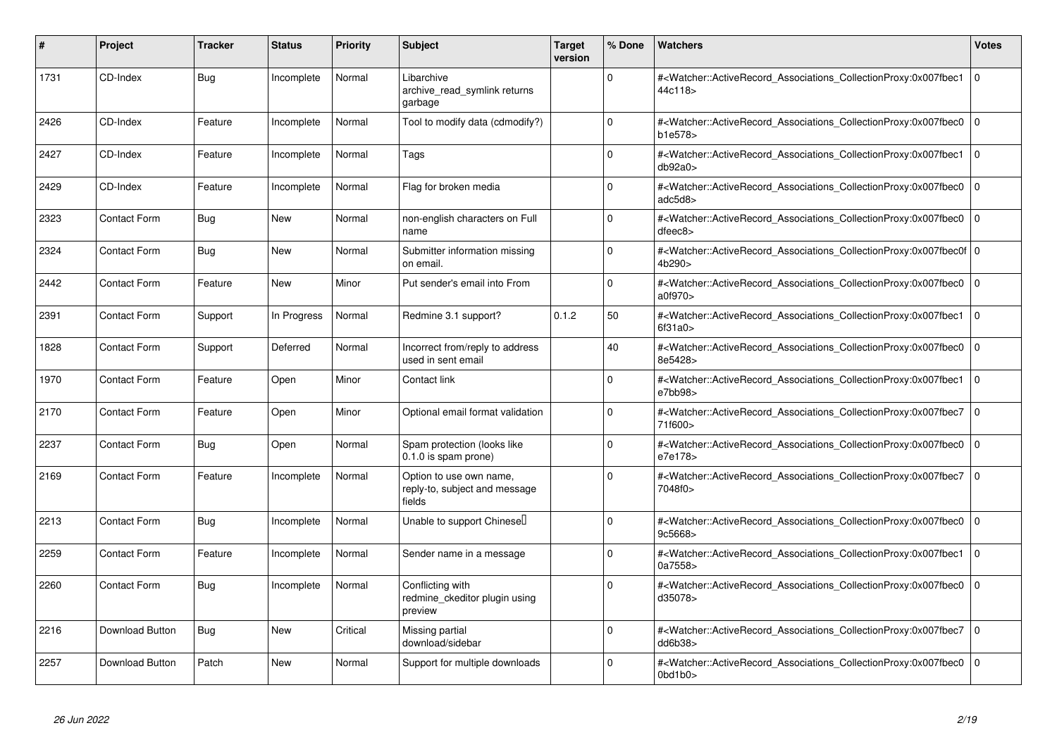| # | Project | Tracker | Status | Priority | Subject | Target version | % Done | Watchers | Votes |
|---|---|---|---|---|---|---|---|---|---|
| 1731 | CD-Index | Bug | Incomplete | Normal | Libarchive archive_read_symlink returns garbage | | 0 | #<Watcher::ActiveRecord_Associations_CollectionProxy:0x007fbec144c118> | 0 |
| 2426 | CD-Index | Feature | Incomplete | Normal | Tool to modify data (cdmodify?) | | 0 | #<Watcher::ActiveRecord_Associations_CollectionProxy:0x007fbec0b1e578> | 0 |
| 2427 | CD-Index | Feature | Incomplete | Normal | Tags | | 0 | #<Watcher::ActiveRecord_Associations_CollectionProxy:0x007fbec1db92a0> | 0 |
| 2429 | CD-Index | Feature | Incomplete | Normal | Flag for broken media | | 0 | #<Watcher::ActiveRecord_Associations_CollectionProxy:0x007fbec0adc5d8> | 0 |
| 2323 | Contact Form | Bug | New | Normal | non-english characters on Full name | | 0 | #<Watcher::ActiveRecord_Associations_CollectionProxy:0x007fbec0dfeec8> | 0 |
| 2324 | Contact Form | Bug | New | Normal | Submitter information missing on email. | | 0 | #<Watcher::ActiveRecord_Associations_CollectionProxy:0x007fbec0f4b290> | 0 |
| 2442 | Contact Form | Feature | New | Minor | Put sender's email into From | | 0 | #<Watcher::ActiveRecord_Associations_CollectionProxy:0x007fbec0a0f970> | 0 |
| 2391 | Contact Form | Support | In Progress | Normal | Redmine 3.1 support? | 0.1.2 | 50 | #<Watcher::ActiveRecord_Associations_CollectionProxy:0x007fbec16f31a0> | 0 |
| 1828 | Contact Form | Support | Deferred | Normal | Incorrect from/reply to address used in sent email | | 40 | #<Watcher::ActiveRecord_Associations_CollectionProxy:0x007fbec08e5428> | 0 |
| 1970 | Contact Form | Feature | Open | Minor | Contact link | | 0 | #<Watcher::ActiveRecord_Associations_CollectionProxy:0x007fbec1e7bb98> | 0 |
| 2170 | Contact Form | Feature | Open | Minor | Optional email format validation | | 0 | #<Watcher::ActiveRecord_Associations_CollectionProxy:0x007fbec771f600> | 0 |
| 2237 | Contact Form | Bug | Open | Normal | Spam protection (looks like 0.1.0 is spam prone) | | 0 | #<Watcher::ActiveRecord_Associations_CollectionProxy:0x007fbec0e7e178> | 0 |
| 2169 | Contact Form | Feature | Incomplete | Normal | Option to use own name, reply-to, subject and message fields | | 0 | #<Watcher::ActiveRecord_Associations_CollectionProxy:0x007fbec77048f0> | 0 |
| 2213 | Contact Form | Bug | Incomplete | Normal | Unable to support Chinese | | 0 | #<Watcher::ActiveRecord_Associations_CollectionProxy:0x007fbec09c5668> | 0 |
| 2259 | Contact Form | Feature | Incomplete | Normal | Sender name in a message | | 0 | #<Watcher::ActiveRecord_Associations_CollectionProxy:0x007fbec10a7558> | 0 |
| 2260 | Contact Form | Bug | Incomplete | Normal | Conflicting with redmine_ckeditor plugin using preview | | 0 | #<Watcher::ActiveRecord_Associations_CollectionProxy:0x007fbec0d35078> | 0 |
| 2216 | Download Button | Bug | New | Critical | Missing partial download/sidebar | | 0 | #<Watcher::ActiveRecord_Associations_CollectionProxy:0x007fbec7dd6b38> | 0 |
| 2257 | Download Button | Patch | New | Normal | Support for multiple downloads | | 0 | #<Watcher::ActiveRecord_Associations_CollectionProxy:0x007fbec00bd1b0> | 0 |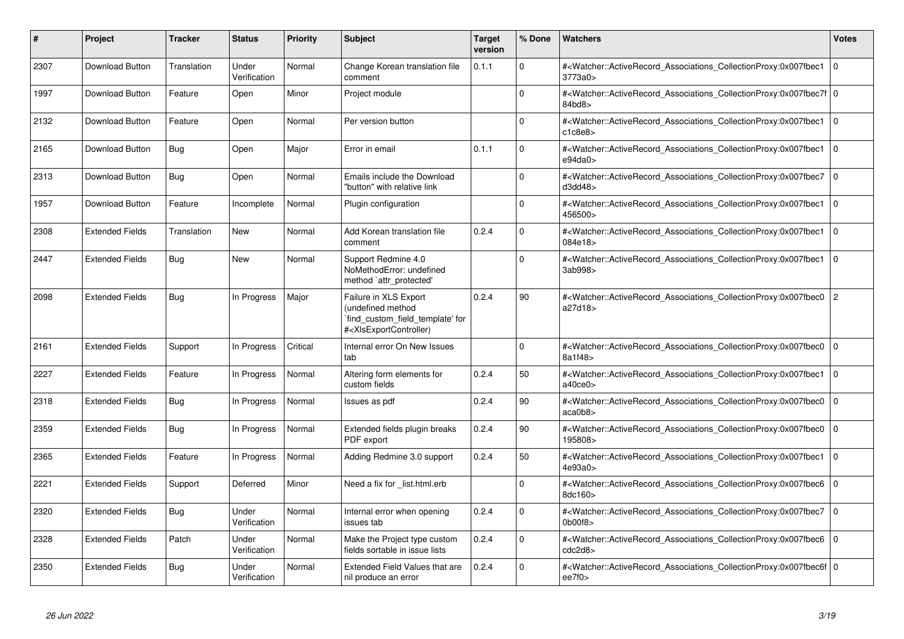| # | Project | Tracker | Status | Priority | Subject | Target version | % Done | Watchers | Votes |
|---|---|---|---|---|---|---|---|---|---|
| 2307 | Download Button | Translation | Under Verification | Normal | Change Korean translation file comment | 0.1.1 | 0 | #<Watcher::ActiveRecord_Associations_CollectionProxy:0x007fbec13773a0> | 0 |
| 1997 | Download Button | Feature | Open | Minor | Project module | | 0 | #<Watcher::ActiveRecord_Associations_CollectionProxy:0x007fbec7f84bd8> | 0 |
| 2132 | Download Button | Feature | Open | Normal | Per version button | | 0 | #<Watcher::ActiveRecord_Associations_CollectionProxy:0x007fbec1c1c8e8> | 0 |
| 2165 | Download Button | Bug | Open | Major | Error in email | 0.1.1 | 0 | #<Watcher::ActiveRecord_Associations_CollectionProxy:0x007fbec1e94da0> | 0 |
| 2313 | Download Button | Bug | Open | Normal | Emails include the Download "button" with relative link | | 0 | #<Watcher::ActiveRecord_Associations_CollectionProxy:0x007fbec7d3dd48> | 0 |
| 1957 | Download Button | Feature | Incomplete | Normal | Plugin configuration | | 0 | #<Watcher::ActiveRecord_Associations_CollectionProxy:0x007fbec1456500> | 0 |
| 2308 | Extended Fields | Translation | New | Normal | Add Korean translation file comment | 0.2.4 | 0 | #<Watcher::ActiveRecord_Associations_CollectionProxy:0x007fbec1084e18> | 0 |
| 2447 | Extended Fields | Bug | New | Normal | Support Redmine 4.0 NoMethodError: undefined method `attr_protected' | | 0 | #<Watcher::ActiveRecord_Associations_CollectionProxy:0x007fbec13ab998> | 0 |
| 2098 | Extended Fields | Bug | In Progress | Major | Failure in XLS Export (undefined method `find_custom_field_template' for #<XlsExportController) | 0.2.4 | 90 | #<Watcher::ActiveRecord_Associations_CollectionProxy:0x007fbec0a27d18> | 2 |
| 2161 | Extended Fields | Support | In Progress | Critical | Internal error On New Issues tab | | 0 | #<Watcher::ActiveRecord_Associations_CollectionProxy:0x007fbec08a1f48> | 0 |
| 2227 | Extended Fields | Feature | In Progress | Normal | Altering form elements for custom fields | 0.2.4 | 50 | #<Watcher::ActiveRecord_Associations_CollectionProxy:0x007fbec1a40ce0> | 0 |
| 2318 | Extended Fields | Bug | In Progress | Normal | Issues as pdf | 0.2.4 | 90 | #<Watcher::ActiveRecord_Associations_CollectionProxy:0x007fbec0aca0b8> | 0 |
| 2359 | Extended Fields | Bug | In Progress | Normal | Extended fields plugin breaks PDF export | 0.2.4 | 90 | #<Watcher::ActiveRecord_Associations_CollectionProxy:0x007fbec0195808> | 0 |
| 2365 | Extended Fields | Feature | In Progress | Normal | Adding Redmine 3.0 support | 0.2.4 | 50 | #<Watcher::ActiveRecord_Associations_CollectionProxy:0x007fbec14e93a0> | 0 |
| 2221 | Extended Fields | Support | Deferred | Minor | Need a fix for _list.html.erb | | 0 | #<Watcher::ActiveRecord_Associations_CollectionProxy:0x007fbec68dc160> | 0 |
| 2320 | Extended Fields | Bug | Under Verification | Normal | Internal error when opening issues tab | 0.2.4 | 0 | #<Watcher::ActiveRecord_Associations_CollectionProxy:0x007fbec70b00f8> | 0 |
| 2328 | Extended Fields | Patch | Under Verification | Normal | Make the Project type custom fields sortable in issue lists | 0.2.4 | 0 | #<Watcher::ActiveRecord_Associations_CollectionProxy:0x007fbec6cdc2d8> | 0 |
| 2350 | Extended Fields | Bug | Under Verification | Normal | Extended Field Values that are nil produce an error | 0.2.4 | 0 | #<Watcher::ActiveRecord_Associations_CollectionProxy:0x007fbec6fee7f0> | 0 |

*26 Jun 2022*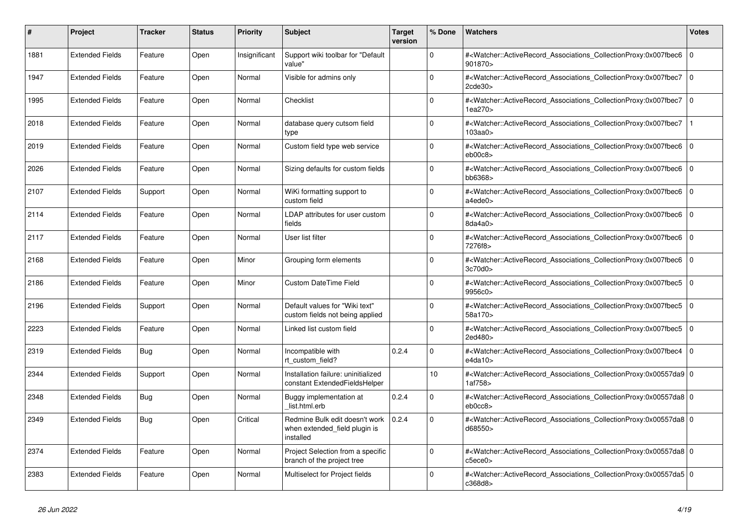| # | Project | Tracker | Status | Priority | Subject | Target version | % Done | Watchers | Votes |
|---|---|---|---|---|---|---|---|---|---|
| 1881 | Extended Fields | Feature | Open | Insignificant | Support wiki toolbar for "Default value" | | 0 | #<Watcher::ActiveRecord_Associations_CollectionProxy:0x007fbec6901870> | 0 |
| 1947 | Extended Fields | Feature | Open | Normal | Visible for admins only | | 0 | #<Watcher::ActiveRecord_Associations_CollectionProxy:0x007fbec72cde30> | 0 |
| 1995 | Extended Fields | Feature | Open | Normal | Checklist | | 0 | #<Watcher::ActiveRecord_Associations_CollectionProxy:0x007fbec71ea270> | 0 |
| 2018 | Extended Fields | Feature | Open | Normal | database query cutsom field type | | 0 | #<Watcher::ActiveRecord_Associations_CollectionProxy:0x007fbec7103aa0> | 1 |
| 2019 | Extended Fields | Feature | Open | Normal | Custom field type web service | | 0 | #<Watcher::ActiveRecord_Associations_CollectionProxy:0x007fbec6eb00c8> | 0 |
| 2026 | Extended Fields | Feature | Open | Normal | Sizing defaults for custom fields | | 0 | #<Watcher::ActiveRecord_Associations_CollectionProxy:0x007fbec6bb6368> | 0 |
| 2107 | Extended Fields | Support | Open | Normal | WiKi formatting support to custom field | | 0 | #<Watcher::ActiveRecord_Associations_CollectionProxy:0x007fbec6a4ede0> | 0 |
| 2114 | Extended Fields | Feature | Open | Normal | LDAP attributes for user custom fields | | 0 | #<Watcher::ActiveRecord_Associations_CollectionProxy:0x007fbec68da4a0> | 0 |
| 2117 | Extended Fields | Feature | Open | Normal | User list filter | | 0 | #<Watcher::ActiveRecord_Associations_CollectionProxy:0x007fbec67276f8> | 0 |
| 2168 | Extended Fields | Feature | Open | Minor | Grouping form elements | | 0 | #<Watcher::ActiveRecord_Associations_CollectionProxy:0x007fbec63c70d0> | 0 |
| 2186 | Extended Fields | Feature | Open | Minor | Custom DateTime Field | | 0 | #<Watcher::ActiveRecord_Associations_CollectionProxy:0x007fbec59956c0> | 0 |
| 2196 | Extended Fields | Support | Open | Normal | Default values for "Wiki text" custom fields not being applied | | 0 | #<Watcher::ActiveRecord_Associations_CollectionProxy:0x007fbec558a170> | 0 |
| 2223 | Extended Fields | Feature | Open | Normal | Linked list custom field | | 0 | #<Watcher::ActiveRecord_Associations_CollectionProxy:0x007fbec52ed480> | 0 |
| 2319 | Extended Fields | Bug | Open | Normal | Incompatible with rt_custom_field? | 0.2.4 | 0 | #<Watcher::ActiveRecord_Associations_CollectionProxy:0x007fbec4e4da10> | 0 |
| 2344 | Extended Fields | Support | Open | Normal | Installation failure: uninitialized constant ExtendedFieldsHelper | | 10 | #<Watcher::ActiveRecord_Associations_CollectionProxy:0x00557da91af758> | 0 |
| 2348 | Extended Fields | Bug | Open | Normal | Buggy implementation at _list.html.erb | 0.2.4 | 0 | #<Watcher::ActiveRecord_Associations_CollectionProxy:0x00557da8eb0cc8> | 0 |
| 2349 | Extended Fields | Bug | Open | Critical | Redmine Bulk edit doesn't work when extended_field plugin is installed | 0.2.4 | 0 | #<Watcher::ActiveRecord_Associations_CollectionProxy:0x00557da8d68550> | 0 |
| 2374 | Extended Fields | Feature | Open | Normal | Project Selection from a specific branch of the project tree | | 0 | #<Watcher::ActiveRecord_Associations_CollectionProxy:0x00557da8c5ece0> | 0 |
| 2383 | Extended Fields | Feature | Open | Normal | Multiselect for Project fields | | 0 | #<Watcher::ActiveRecord_Associations_CollectionProxy:0x00557da5c368d8> | 0 |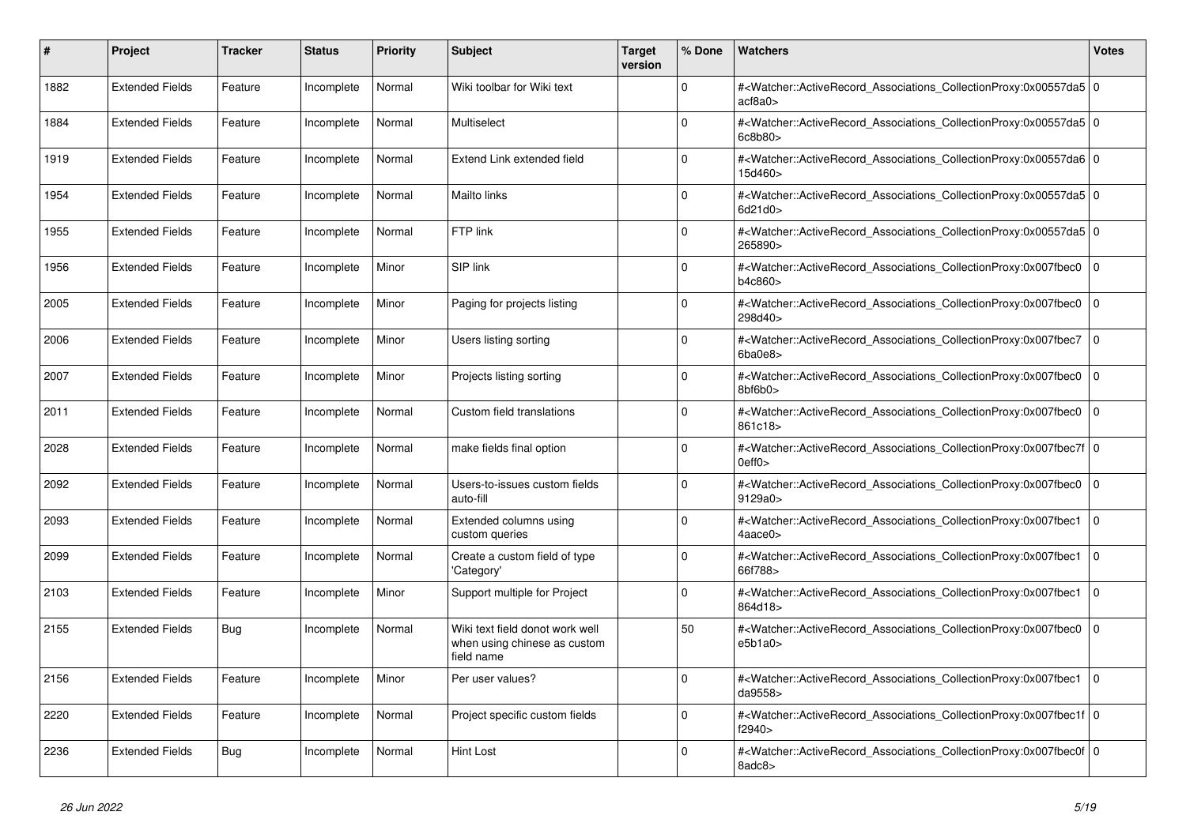| # | Project | Tracker | Status | Priority | Subject | Target version | % Done | Watchers | Votes |
|---|---|---|---|---|---|---|---|---|---|
| 1882 | Extended Fields | Feature | Incomplete | Normal | Wiki toolbar for Wiki text | | 0 | #<Watcher::ActiveRecord_Associations_CollectionProxy:0x00557da5acf8a0> | 0 |
| 1884 | Extended Fields | Feature | Incomplete | Normal | Multiselect | | 0 | #<Watcher::ActiveRecord_Associations_CollectionProxy:0x00557da56c8b80> | 0 |
| 1919 | Extended Fields | Feature | Incomplete | Normal | Extend Link extended field | | 0 | #<Watcher::ActiveRecord_Associations_CollectionProxy:0x00557da615d460> | 0 |
| 1954 | Extended Fields | Feature | Incomplete | Normal | Mailto links | | 0 | #<Watcher::ActiveRecord_Associations_CollectionProxy:0x00557da56d21d0> | 0 |
| 1955 | Extended Fields | Feature | Incomplete | Normal | FTP link | | 0 | #<Watcher::ActiveRecord_Associations_CollectionProxy:0x00557da5265890> | 0 |
| 1956 | Extended Fields | Feature | Incomplete | Minor | SIP link | | 0 | #<Watcher::ActiveRecord_Associations_CollectionProxy:0x007fbec0b4c860> | 0 |
| 2005 | Extended Fields | Feature | Incomplete | Minor | Paging for projects listing | | 0 | #<Watcher::ActiveRecord_Associations_CollectionProxy:0x007fbec0298d40> | 0 |
| 2006 | Extended Fields | Feature | Incomplete | Minor | Users listing sorting | | 0 | #<Watcher::ActiveRecord_Associations_CollectionProxy:0x007fbec76ba0e8> | 0 |
| 2007 | Extended Fields | Feature | Incomplete | Minor | Projects listing sorting | | 0 | #<Watcher::ActiveRecord_Associations_CollectionProxy:0x007fbec08bf6b0> | 0 |
| 2011 | Extended Fields | Feature | Incomplete | Normal | Custom field translations | | 0 | #<Watcher::ActiveRecord_Associations_CollectionProxy:0x007fbec0861c18> | 0 |
| 2028 | Extended Fields | Feature | Incomplete | Normal | make fields final option | | 0 | #<Watcher::ActiveRecord_Associations_CollectionProxy:0x007fbec7f0eff0> | 0 |
| 2092 | Extended Fields | Feature | Incomplete | Normal | Users-to-issues custom fields auto-fill | | 0 | #<Watcher::ActiveRecord_Associations_CollectionProxy:0x007fbec09129a0> | 0 |
| 2093 | Extended Fields | Feature | Incomplete | Normal | Extended columns using custom queries | | 0 | #<Watcher::ActiveRecord_Associations_CollectionProxy:0x007fbec14aace0> | 0 |
| 2099 | Extended Fields | Feature | Incomplete | Normal | Create a custom field of type 'Category' | | 0 | #<Watcher::ActiveRecord_Associations_CollectionProxy:0x007fbec166f788> | 0 |
| 2103 | Extended Fields | Feature | Incomplete | Minor | Support multiple for Project | | 0 | #<Watcher::ActiveRecord_Associations_CollectionProxy:0x007fbec1864d18> | 0 |
| 2155 | Extended Fields | Bug | Incomplete | Normal | Wiki text field donot work well when using chinese as custom field name | | 50 | #<Watcher::ActiveRecord_Associations_CollectionProxy:0x007fbec0e5b1a0> | 0 |
| 2156 | Extended Fields | Feature | Incomplete | Minor | Per user values? | | 0 | #<Watcher::ActiveRecord_Associations_CollectionProxy:0x007fbec1da9558> | 0 |
| 2220 | Extended Fields | Feature | Incomplete | Normal | Project specific custom fields | | 0 | #<Watcher::ActiveRecord_Associations_CollectionProxy:0x007fbec1ff2940> | 0 |
| 2236 | Extended Fields | Bug | Incomplete | Normal | Hint Lost | | 0 | #<Watcher::ActiveRecord_Associations_CollectionProxy:0x007fbec0f8adc8> | 0 |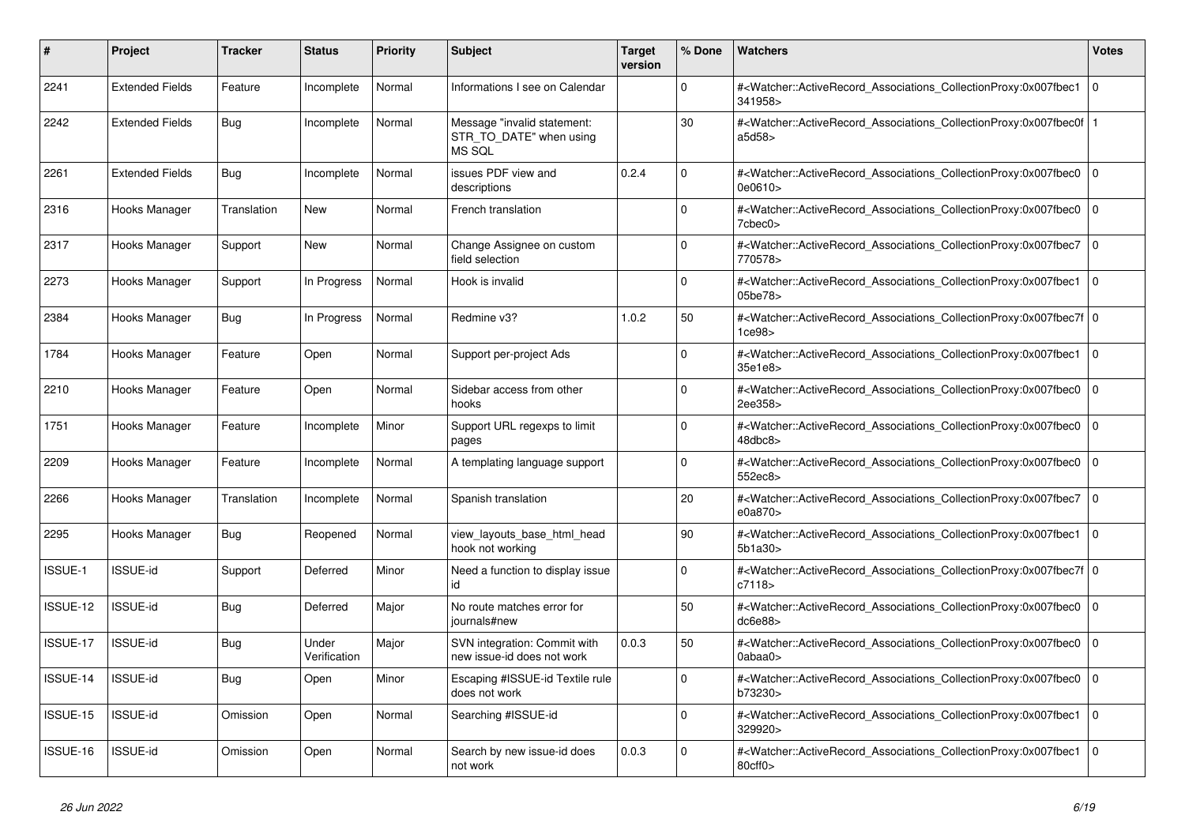| # | Project | Tracker | Status | Priority | Subject | Target version | % Done | Watchers | Votes |
|---|---|---|---|---|---|---|---|---|---|
| 2241 | Extended Fields | Feature | Incomplete | Normal | Informations I see on Calendar | | 0 | #<Watcher::ActiveRecord_Associations_CollectionProxy:0x007fbec1341958> | 0 |
| 2242 | Extended Fields | Bug | Incomplete | Normal | Message "invalid statement: STR_TO_DATE" when using MS SQL | | 30 | #<Watcher::ActiveRecord_Associations_CollectionProxy:0x007fbec0fa5d58> | 1 |
| 2261 | Extended Fields | Bug | Incomplete | Normal | issues PDF view and descriptions | 0.2.4 | 0 | #<Watcher::ActiveRecord_Associations_CollectionProxy:0x007fbec00e0610> | 0 |
| 2316 | Hooks Manager | Translation | New | Normal | French translation | | 0 | #<Watcher::ActiveRecord_Associations_CollectionProxy:0x007fbec07cbec0> | 0 |
| 2317 | Hooks Manager | Support | New | Normal | Change Assignee on custom field selection | | 0 | #<Watcher::ActiveRecord_Associations_CollectionProxy:0x007fbec7770578> | 0 |
| 2273 | Hooks Manager | Support | In Progress | Normal | Hook is invalid | | 0 | #<Watcher::ActiveRecord_Associations_CollectionProxy:0x007fbec105be78> | 0 |
| 2384 | Hooks Manager | Bug | In Progress | Normal | Redmine v3? | 1.0.2 | 50 | #<Watcher::ActiveRecord_Associations_CollectionProxy:0x007fbec7f1ce98> | 0 |
| 1784 | Hooks Manager | Feature | Open | Normal | Support per-project Ads | | 0 | #<Watcher::ActiveRecord_Associations_CollectionProxy:0x007fbec135e1e8> | 0 |
| 2210 | Hooks Manager | Feature | Open | Normal | Sidebar access from other hooks | | 0 | #<Watcher::ActiveRecord_Associations_CollectionProxy:0x007fbec02ee358> | 0 |
| 1751 | Hooks Manager | Feature | Incomplete | Minor | Support URL regexps to limit pages | | 0 | #<Watcher::ActiveRecord_Associations_CollectionProxy:0x007fbec048dbc8> | 0 |
| 2209 | Hooks Manager | Feature | Incomplete | Normal | A templating language support | | 0 | #<Watcher::ActiveRecord_Associations_CollectionProxy:0x007fbec0552ec8> | 0 |
| 2266 | Hooks Manager | Translation | Incomplete | Normal | Spanish translation | | 20 | #<Watcher::ActiveRecord_Associations_CollectionProxy:0x007fbec7e0a870> | 0 |
| 2295 | Hooks Manager | Bug | Reopened | Normal | view_layouts_base_html_head hook not working | | 90 | #<Watcher::ActiveRecord_Associations_CollectionProxy:0x007fbec15b1a30> | 0 |
| ISSUE-1 | ISSUE-id | Support | Deferred | Minor | Need a function to display issue id | | 0 | #<Watcher::ActiveRecord_Associations_CollectionProxy:0x007fbec7fc7118> | 0 |
| ISSUE-12 | ISSUE-id | Bug | Deferred | Major | No route matches error for journals#new | | 50 | #<Watcher::ActiveRecord_Associations_CollectionProxy:0x007fbec0dc6e88> | 0 |
| ISSUE-17 | ISSUE-id | Bug | Under Verification | Major | SVN integration: Commit with new issue-id does not work | 0.0.3 | 50 | #<Watcher::ActiveRecord_Associations_CollectionProxy:0x007fbec00abaa0> | 0 |
| ISSUE-14 | ISSUE-id | Bug | Open | Minor | Escaping #ISSUE-id Textile rule does not work | | 0 | #<Watcher::ActiveRecord_Associations_CollectionProxy:0x007fbec0b73230> | 0 |
| ISSUE-15 | ISSUE-id | Omission | Open | Normal | Searching #ISSUE-id | | 0 | #<Watcher::ActiveRecord_Associations_CollectionProxy:0x007fbec1329920> | 0 |
| ISSUE-16 | ISSUE-id | Omission | Open | Normal | Search by new issue-id does not work | 0.0.3 | 0 | #<Watcher::ActiveRecord_Associations_CollectionProxy:0x007fbec180cff0> | 0 |

*26 Jun 2022*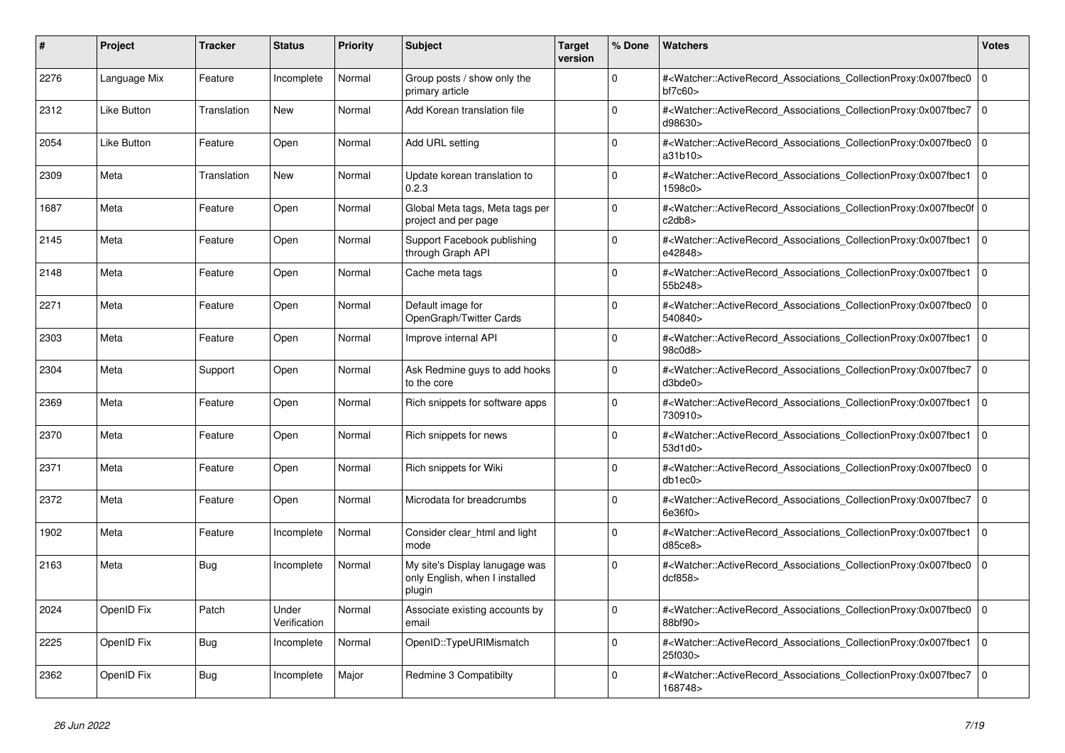| # | Project | Tracker | Status | Priority | Subject | Target version | % Done | Watchers | Votes |
|---|---|---|---|---|---|---|---|---|---|
| 2276 | Language Mix | Feature | Incomplete | Normal | Group posts / show only the primary article | | 0 | #<Watcher::ActiveRecord_Associations_CollectionProxy:0x007fbec0bf7c60> | 0 |
| 2312 | Like Button | Translation | New | Normal | Add Korean translation file | | 0 | #<Watcher::ActiveRecord_Associations_CollectionProxy:0x007fbec7d98630> | 0 |
| 2054 | Like Button | Feature | Open | Normal | Add URL setting | | 0 | #<Watcher::ActiveRecord_Associations_CollectionProxy:0x007fbec0a31b10> | 0 |
| 2309 | Meta | Translation | New | Normal | Update korean translation to 0.2.3 | | 0 | #<Watcher::ActiveRecord_Associations_CollectionProxy:0x007fbec11598c0> | 0 |
| 1687 | Meta | Feature | Open | Normal | Global Meta tags, Meta tags per project and per page | | 0 | #<Watcher::ActiveRecord_Associations_CollectionProxy:0x007fbec0fc2db8> | 0 |
| 2145 | Meta | Feature | Open | Normal | Support Facebook publishing through Graph API | | 0 | #<Watcher::ActiveRecord_Associations_CollectionProxy:0x007fbec1e42848> | 0 |
| 2148 | Meta | Feature | Open | Normal | Cache meta tags | | 0 | #<Watcher::ActiveRecord_Associations_CollectionProxy:0x007fbec155b248> | 0 |
| 2271 | Meta | Feature | Open | Normal | Default image for OpenGraph/Twitter Cards | | 0 | #<Watcher::ActiveRecord_Associations_CollectionProxy:0x007fbec0540840> | 0 |
| 2303 | Meta | Feature | Open | Normal | Improve internal API | | 0 | #<Watcher::ActiveRecord_Associations_CollectionProxy:0x007fbec198c0d8> | 0 |
| 2304 | Meta | Support | Open | Normal | Ask Redmine guys to add hooks to the core | | 0 | #<Watcher::ActiveRecord_Associations_CollectionProxy:0x007fbec7d3bde0> | 0 |
| 2369 | Meta | Feature | Open | Normal | Rich snippets for software apps | | 0 | #<Watcher::ActiveRecord_Associations_CollectionProxy:0x007fbec1730910> | 0 |
| 2370 | Meta | Feature | Open | Normal | Rich snippets for news | | 0 | #<Watcher::ActiveRecord_Associations_CollectionProxy:0x007fbec153d1d0> | 0 |
| 2371 | Meta | Feature | Open | Normal | Rich snippets for Wiki | | 0 | #<Watcher::ActiveRecord_Associations_CollectionProxy:0x007fbec0db1ec0> | 0 |
| 2372 | Meta | Feature | Open | Normal | Microdata for breadcrumbs | | 0 | #<Watcher::ActiveRecord_Associations_CollectionProxy:0x007fbec76e36f0> | 0 |
| 1902 | Meta | Feature | Incomplete | Normal | Consider clear_html and light mode | | 0 | #<Watcher::ActiveRecord_Associations_CollectionProxy:0x007fbec1d85ce8> | 0 |
| 2163 | Meta | Bug | Incomplete | Normal | My site's Display lanugage was only English, when I installed plugin | | 0 | #<Watcher::ActiveRecord_Associations_CollectionProxy:0x007fbec0dcf858> | 0 |
| 2024 | OpenID Fix | Patch | Under Verification | Normal | Associate existing accounts by email | | 0 | #<Watcher::ActiveRecord_Associations_CollectionProxy:0x007fbec088bf90> | 0 |
| 2225 | OpenID Fix | Bug | Incomplete | Normal | OpenID::TypeURIMismatch | | 0 | #<Watcher::ActiveRecord_Associations_CollectionProxy:0x007fbec125f030> | 0 |
| 2362 | OpenID Fix | Bug | Incomplete | Major | Redmine 3 Compatibilty | | 0 | #<Watcher::ActiveRecord_Associations_CollectionProxy:0x007fbec7168748> | 0 |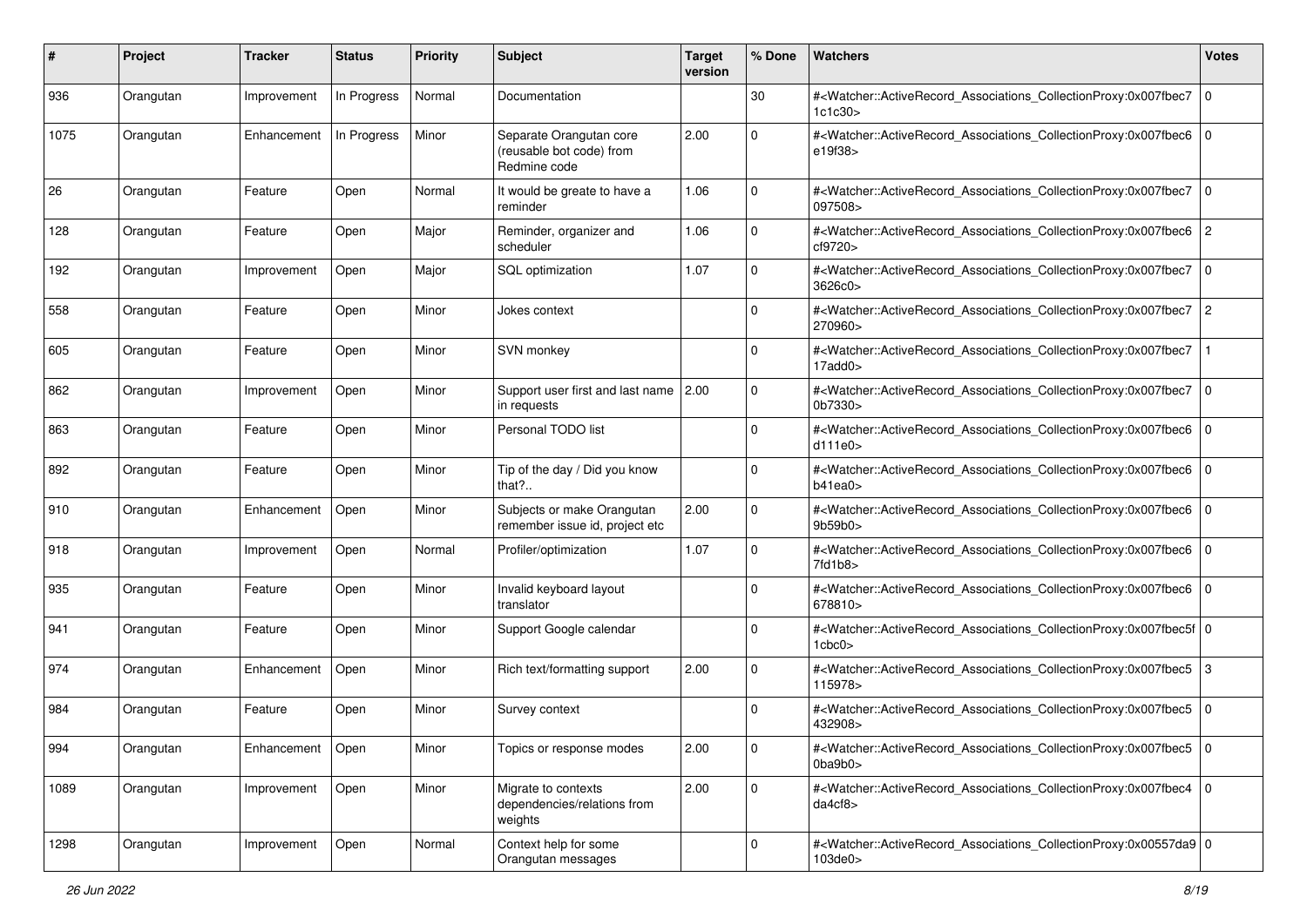| # | Project | Tracker | Status | Priority | Subject | Target version | % Done | Watchers | Votes |
|---|---|---|---|---|---|---|---|---|---|
| 936 | Orangutan | Improvement | In Progress | Normal | Documentation | | 30 | #<Watcher::ActiveRecord_Associations_CollectionProxy:0x007fbec71c1c30> | 0 |
| 1075 | Orangutan | Enhancement | In Progress | Minor | Separate Orangutan core (reusable bot code) from Redmine code | 2.00 | 0 | #<Watcher::ActiveRecord_Associations_CollectionProxy:0x007fbec6e19f38> | 0 |
| 26 | Orangutan | Feature | Open | Normal | It would be greate to have a reminder | 1.06 | 0 | #<Watcher::ActiveRecord_Associations_CollectionProxy:0x007fbec7097508> | 0 |
| 128 | Orangutan | Feature | Open | Major | Reminder, organizer and scheduler | 1.06 | 0 | #<Watcher::ActiveRecord_Associations_CollectionProxy:0x007fbec6cf9720> | 2 |
| 192 | Orangutan | Improvement | Open | Major | SQL optimization | 1.07 | 0 | #<Watcher::ActiveRecord_Associations_CollectionProxy:0x007fbec73626c0> | 0 |
| 558 | Orangutan | Feature | Open | Minor | Jokes context | | 0 | #<Watcher::ActiveRecord_Associations_CollectionProxy:0x007fbec7270960> | 2 |
| 605 | Orangutan | Feature | Open | Minor | SVN monkey | | 0 | #<Watcher::ActiveRecord_Associations_CollectionProxy:0x007fbec717add0> | 1 |
| 862 | Orangutan | Improvement | Open | Minor | Support user first and last name in requests | 2.00 | 0 | #<Watcher::ActiveRecord_Associations_CollectionProxy:0x007fbec70b7330> | 0 |
| 863 | Orangutan | Feature | Open | Minor | Personal TODO list | | 0 | #<Watcher::ActiveRecord_Associations_CollectionProxy:0x007fbec6d111e0> | 0 |
| 892 | Orangutan | Feature | Open | Minor | Tip of the day / Did you know that?.. | | 0 | #<Watcher::ActiveRecord_Associations_CollectionProxy:0x007fbec6b41ea0> | 0 |
| 910 | Orangutan | Enhancement | Open | Minor | Subjects or make Orangutan remember issue id, project etc | 2.00 | 0 | #<Watcher::ActiveRecord_Associations_CollectionProxy:0x007fbec69b59b0> | 0 |
| 918 | Orangutan | Improvement | Open | Normal | Profiler/optimization | 1.07 | 0 | #<Watcher::ActiveRecord_Associations_CollectionProxy:0x007fbec67fd1b8> | 0 |
| 935 | Orangutan | Feature | Open | Minor | Invalid keyboard layout translator | | 0 | #<Watcher::ActiveRecord_Associations_CollectionProxy:0x007fbec6678810> | 0 |
| 941 | Orangutan | Feature | Open | Minor | Support Google calendar | | 0 | #<Watcher::ActiveRecord_Associations_CollectionProxy:0x007fbec5f1cbc0> | 0 |
| 974 | Orangutan | Enhancement | Open | Minor | Rich text/formatting support | 2.00 | 0 | #<Watcher::ActiveRecord_Associations_CollectionProxy:0x007fbec5115978> | 3 |
| 984 | Orangutan | Feature | Open | Minor | Survey context | | 0 | #<Watcher::ActiveRecord_Associations_CollectionProxy:0x007fbec5432908> | 0 |
| 994 | Orangutan | Enhancement | Open | Minor | Topics or response modes | 2.00 | 0 | #<Watcher::ActiveRecord_Associations_CollectionProxy:0x007fbec50ba9b0> | 0 |
| 1089 | Orangutan | Improvement | Open | Minor | Migrate to contexts dependencies/relations from weights | 2.00 | 0 | #<Watcher::ActiveRecord_Associations_CollectionProxy:0x007fbec4da4cf8> | 0 |
| 1298 | Orangutan | Improvement | Open | Normal | Context help for some Orangutan messages | | 0 | #<Watcher::ActiveRecord_Associations_CollectionProxy:0x00557da9103de0> | 0 |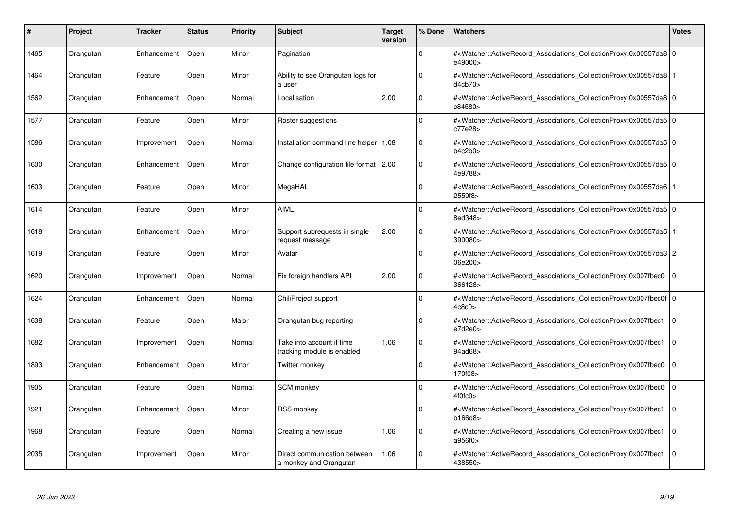| # | Project | Tracker | Status | Priority | Subject | Target version | % Done | Watchers | Votes |
|---|---|---|---|---|---|---|---|---|---|
| 1465 | Orangutan | Enhancement | Open | Minor | Pagination | | 0 | #<Watcher::ActiveRecord_Associations_CollectionProxy:0x00557da8e49000> | 0 |
| 1464 | Orangutan | Feature | Open | Minor | Ability to see Orangutan logs for a user | | 0 | #<Watcher::ActiveRecord_Associations_CollectionProxy:0x00557da8d4cb70> | 1 |
| 1562 | Orangutan | Enhancement | Open | Normal | Localisation | 2.00 | 0 | #<Watcher::ActiveRecord_Associations_CollectionProxy:0x00557da8c84580> | 0 |
| 1577 | Orangutan | Feature | Open | Minor | Roster suggestions | | 0 | #<Watcher::ActiveRecord_Associations_CollectionProxy:0x00557da5c77e28> | 0 |
| 1586 | Orangutan | Improvement | Open | Normal | Installation command line helper | 1.08 | 0 | #<Watcher::ActiveRecord_Associations_CollectionProxy:0x00557da5b4c2b0> | 0 |
| 1600 | Orangutan | Enhancement | Open | Minor | Change configuration file format | 2.00 | 0 | #<Watcher::ActiveRecord_Associations_CollectionProxy:0x00557da54e9788> | 0 |
| 1603 | Orangutan | Feature | Open | Minor | MegaHAL | | 0 | #<Watcher::ActiveRecord_Associations_CollectionProxy:0x00557da62559f8> | 1 |
| 1614 | Orangutan | Feature | Open | Minor | AIML | | 0 | #<Watcher::ActiveRecord_Associations_CollectionProxy:0x00557da58ed348> | 0 |
| 1618 | Orangutan | Enhancement | Open | Minor | Support subrequests in single request message | 2.00 | 0 | #<Watcher::ActiveRecord_Associations_CollectionProxy:0x00557da5390080> | 1 |
| 1619 | Orangutan | Feature | Open | Minor | Avatar | | 0 | #<Watcher::ActiveRecord_Associations_CollectionProxy:0x00557da306e200> | 2 |
| 1620 | Orangutan | Improvement | Open | Normal | Fix foreign handlers API | 2.00 | 0 | #<Watcher::ActiveRecord_Associations_CollectionProxy:0x007fbec0366128> | 0 |
| 1624 | Orangutan | Enhancement | Open | Normal | ChiliProject support | | 0 | #<Watcher::ActiveRecord_Associations_CollectionProxy:0x007fbec0f4c8c0> | 0 |
| 1638 | Orangutan | Feature | Open | Major | Orangutan bug reporting | | 0 | #<Watcher::ActiveRecord_Associations_CollectionProxy:0x007fbec1e7d2e0> | 0 |
| 1682 | Orangutan | Improvement | Open | Normal | Take into account if time tracking module is enabled | 1.06 | 0 | #<Watcher::ActiveRecord_Associations_CollectionProxy:0x007fbec194ad68> | 0 |
| 1893 | Orangutan | Enhancement | Open | Minor | Twitter monkey | | 0 | #<Watcher::ActiveRecord_Associations_CollectionProxy:0x007fbec0170f08> | 0 |
| 1905 | Orangutan | Feature | Open | Normal | SCM monkey | | 0 | #<Watcher::ActiveRecord_Associations_CollectionProxy:0x007fbec04f0fc0> | 0 |
| 1921 | Orangutan | Enhancement | Open | Minor | RSS monkey | | 0 | #<Watcher::ActiveRecord_Associations_CollectionProxy:0x007fbec1b166d8> | 0 |
| 1968 | Orangutan | Feature | Open | Normal | Creating a new issue | 1.06 | 0 | #<Watcher::ActiveRecord_Associations_CollectionProxy:0x007fbec1a956f0> | 0 |
| 2035 | Orangutan | Improvement | Open | Minor | Direct communication between a monkey and Orangutan | 1.06 | 0 | #<Watcher::ActiveRecord_Associations_CollectionProxy:0x007fbec1438550> | 0 |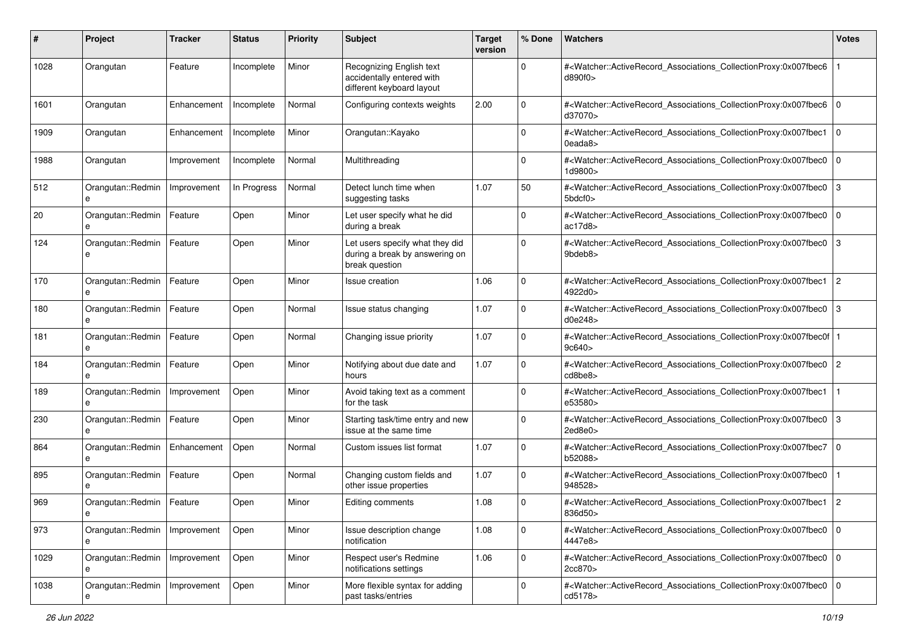| # | Project | Tracker | Status | Priority | Subject | Target version | % Done | Watchers | Votes |
|---|---|---|---|---|---|---|---|---|---|
| 1028 | Orangutan | Feature | Incomplete | Minor | Recognizing English text accidentally entered with different keyboard layout | | 0 | #<Watcher::ActiveRecord_Associations_CollectionProxy:0x007fbec6d890f0> | 1 |
| 1601 | Orangutan | Enhancement | Incomplete | Normal | Configuring contexts weights | 2.00 | 0 | #<Watcher::ActiveRecord_Associations_CollectionProxy:0x007fbec6d37070> | 0 |
| 1909 | Orangutan | Enhancement | Incomplete | Minor | Orangutan::Kayako | | 0 | #<Watcher::ActiveRecord_Associations_CollectionProxy:0x007fbec10eada8> | 0 |
| 1988 | Orangutan | Improvement | Incomplete | Normal | Multithreading | | 0 | #<Watcher::ActiveRecord_Associations_CollectionProxy:0x007fbec01d9800> | 0 |
| 512 | Orangutan::Redmine | Improvement | In Progress | Normal | Detect lunch time when suggesting tasks | 1.07 | 50 | #<Watcher::ActiveRecord_Associations_CollectionProxy:0x007fbec05bdcf0> | 3 |
| 20 | Orangutan::Redmine | Feature | Open | Minor | Let user specify what he did during a break | | 0 | #<Watcher::ActiveRecord_Associations_CollectionProxy:0x007fbec0ac17d8> | 0 |
| 124 | Orangutan::Redmine | Feature | Open | Minor | Let users specify what they did during a break by answering on break question | | 0 | #<Watcher::ActiveRecord_Associations_CollectionProxy:0x007fbec09bdeb8> | 3 |
| 170 | Orangutan::Redmine | Feature | Open | Minor | Issue creation | 1.06 | 0 | #<Watcher::ActiveRecord_Associations_CollectionProxy:0x007fbec14922d0> | 2 |
| 180 | Orangutan::Redmine | Feature | Open | Normal | Issue status changing | 1.07 | 0 | #<Watcher::ActiveRecord_Associations_CollectionProxy:0x007fbec0d0e248> | 3 |
| 181 | Orangutan::Redmine | Feature | Open | Normal | Changing issue priority | 1.07 | 0 | #<Watcher::ActiveRecord_Associations_CollectionProxy:0x007fbec0f9c640> | 1 |
| 184 | Orangutan::Redmine | Feature | Open | Minor | Notifying about due date and hours | 1.07 | 0 | #<Watcher::ActiveRecord_Associations_CollectionProxy:0x007fbec0cd8be8> | 2 |
| 189 | Orangutan::Redmine | Improvement | Open | Minor | Avoid taking text as a comment for the task | | 0 | #<Watcher::ActiveRecord_Associations_CollectionProxy:0x007fbec1e53580> | 1 |
| 230 | Orangutan::Redmine | Feature | Open | Minor | Starting task/time entry and new issue at the same time | | 0 | #<Watcher::ActiveRecord_Associations_CollectionProxy:0x007fbec02ed8e0> | 3 |
| 864 | Orangutan::Redmine | Enhancement | Open | Normal | Custom issues list format | 1.07 | 0 | #<Watcher::ActiveRecord_Associations_CollectionProxy:0x007fbec7b52088> | 0 |
| 895 | Orangutan::Redmine | Feature | Open | Normal | Changing custom fields and other issue properties | 1.07 | 0 | #<Watcher::ActiveRecord_Associations_CollectionProxy:0x007fbec0948528> | 1 |
| 969 | Orangutan::Redmine | Feature | Open | Minor | Editing comments | 1.08 | 0 | #<Watcher::ActiveRecord_Associations_CollectionProxy:0x007fbec1836d50> | 2 |
| 973 | Orangutan::Redmine | Improvement | Open | Minor | Issue description change notification | 1.08 | 0 | #<Watcher::ActiveRecord_Associations_CollectionProxy:0x007fbec04447e8> | 0 |
| 1029 | Orangutan::Redmine | Improvement | Open | Minor | Respect user's Redmine notifications settings | 1.06 | 0 | #<Watcher::ActiveRecord_Associations_CollectionProxy:0x007fbec02cc870> | 0 |
| 1038 | Orangutan::Redmine | Improvement | Open | Minor | More flexible syntax for adding past tasks/entries | | 0 | #<Watcher::ActiveRecord_Associations_CollectionProxy:0x007fbec0cd5178> | 0 |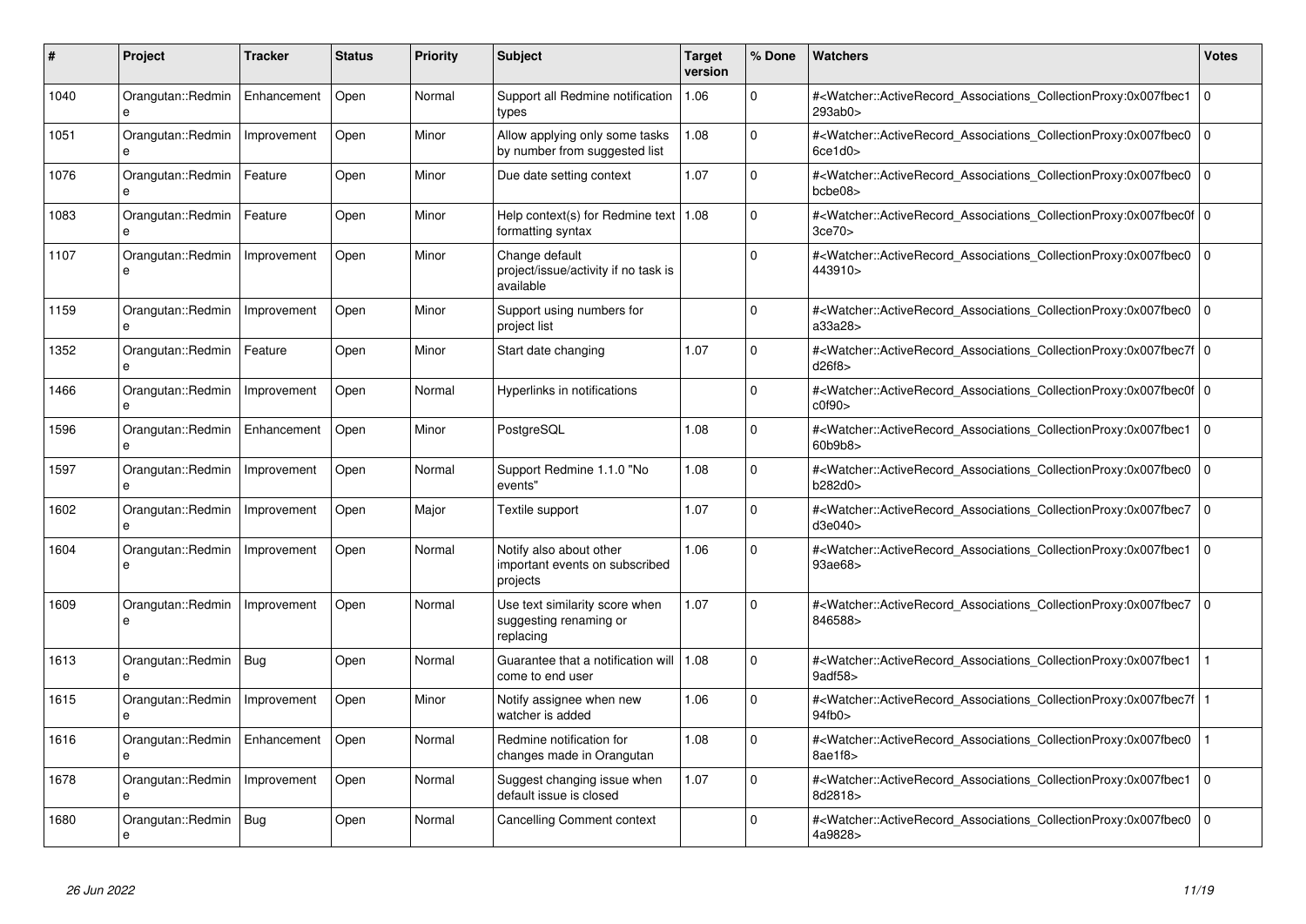| # | Project | Tracker | Status | Priority | Subject | Target version | % Done | Watchers | Votes |
|---|---|---|---|---|---|---|---|---|---|
| 1040 | Orangutan::Redmine | Enhancement | Open | Normal | Support all Redmine notification types | 1.06 | 0 | #<Watcher::ActiveRecord_Associations_CollectionProxy:0x007fbec1293ab0> | 0 |
| 1051 | Orangutan::Redmine | Improvement | Open | Minor | Allow applying only some tasks by number from suggested list | 1.08 | 0 | #<Watcher::ActiveRecord_Associations_CollectionProxy:0x007fbec06ce1d0> | 0 |
| 1076 | Orangutan::Redmine | Feature | Open | Minor | Due date setting context | 1.07 | 0 | #<Watcher::ActiveRecord_Associations_CollectionProxy:0x007fbec0bcbe08> | 0 |
| 1083 | Orangutan::Redmine | Feature | Open | Minor | Help context(s) for Redmine text formatting syntax | 1.08 | 0 | #<Watcher::ActiveRecord_Associations_CollectionProxy:0x007fbec0f3ce70> | 0 |
| 1107 | Orangutan::Redmine | Improvement | Open | Minor | Change default project/issue/activity if no task is available | | 0 | #<Watcher::ActiveRecord_Associations_CollectionProxy:0x007fbec0443910> | 0 |
| 1159 | Orangutan::Redmine | Improvement | Open | Minor | Support using numbers for project list | | 0 | #<Watcher::ActiveRecord_Associations_CollectionProxy:0x007fbec0a33a28> | 0 |
| 1352 | Orangutan::Redmine | Feature | Open | Minor | Start date changing | 1.07 | 0 | #<Watcher::ActiveRecord_Associations_CollectionProxy:0x007fbec7fd26f8> | 0 |
| 1466 | Orangutan::Redmine | Improvement | Open | Normal | Hyperlinks in notifications | | 0 | #<Watcher::ActiveRecord_Associations_CollectionProxy:0x007fbec0fc0f90> | 0 |
| 1596 | Orangutan::Redmine | Enhancement | Open | Minor | PostgreSQL | 1.08 | 0 | #<Watcher::ActiveRecord_Associations_CollectionProxy:0x007fbec160b9b8> | 0 |
| 1597 | Orangutan::Redmine | Improvement | Open | Normal | Support Redmine 1.1.0 "No events" | 1.08 | 0 | #<Watcher::ActiveRecord_Associations_CollectionProxy:0x007fbec0b282d0> | 0 |
| 1602 | Orangutan::Redmine | Improvement | Open | Major | Textile support | 1.07 | 0 | #<Watcher::ActiveRecord_Associations_CollectionProxy:0x007fbec7d3e040> | 0 |
| 1604 | Orangutan::Redmine | Improvement | Open | Normal | Notify also about other important events on subscribed projects | 1.06 | 0 | #<Watcher::ActiveRecord_Associations_CollectionProxy:0x007fbec193ae68> | 0 |
| 1609 | Orangutan::Redmine | Improvement | Open | Normal | Use text similarity score when suggesting renaming or replacing | 1.07 | 0 | #<Watcher::ActiveRecord_Associations_CollectionProxy:0x007fbec7846588> | 0 |
| 1613 | Orangutan::Redmine | Bug | Open | Normal | Guarantee that a notification will come to end user | 1.08 | 0 | #<Watcher::ActiveRecord_Associations_CollectionProxy:0x007fbec19adf58> | 1 |
| 1615 | Orangutan::Redmine | Improvement | Open | Minor | Notify assignee when new watcher is added | 1.06 | 0 | #<Watcher::ActiveRecord_Associations_CollectionProxy:0x007fbec7f94fb0> | 1 |
| 1616 | Orangutan::Redmine | Enhancement | Open | Normal | Redmine notification for changes made in Orangutan | 1.08 | 0 | #<Watcher::ActiveRecord_Associations_CollectionProxy:0x007fbec08ae1f8> | 1 |
| 1678 | Orangutan::Redmine | Improvement | Open | Normal | Suggest changing issue when default issue is closed | 1.07 | 0 | #<Watcher::ActiveRecord_Associations_CollectionProxy:0x007fbec18d2818> | 0 |
| 1680 | Orangutan::Redmine | Bug | Open | Normal | Cancelling Comment context | | 0 | #<Watcher::ActiveRecord_Associations_CollectionProxy:0x007fbec04a9828> | 0 |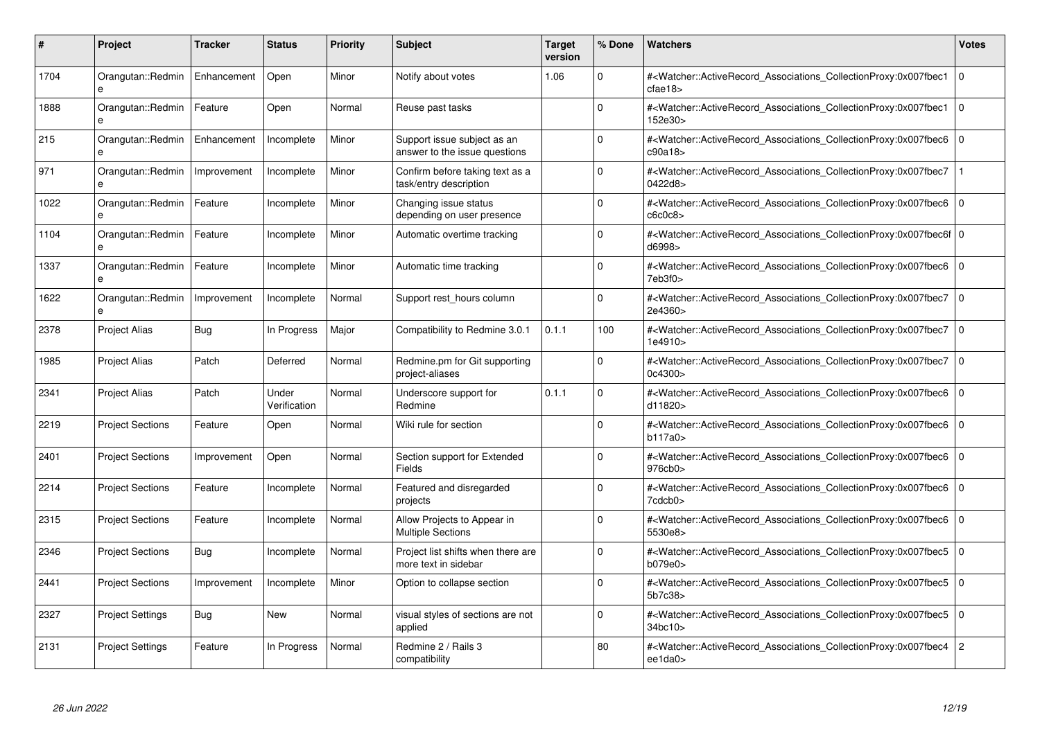| # | Project | Tracker | Status | Priority | Subject | Target version | % Done | Watchers | Votes |
|---|---|---|---|---|---|---|---|---|---|
| 1704 | Orangutan::Redmine | Enhancement | Open | Minor | Notify about votes | 1.06 | 0 | #<Watcher::ActiveRecord_Associations_CollectionProxy:0x007fbec1cfae18> | 0 |
| 1888 | Orangutan::Redmine | Feature | Open | Normal | Reuse past tasks | | 0 | #<Watcher::ActiveRecord_Associations_CollectionProxy:0x007fbec1152e30> | 0 |
| 215 | Orangutan::Redmine | Enhancement | Incomplete | Minor | Support issue subject as an answer to the issue questions | | 0 | #<Watcher::ActiveRecord_Associations_CollectionProxy:0x007fbec6c90a18> | 0 |
| 971 | Orangutan::Redmine | Improvement | Incomplete | Minor | Confirm before taking text as a task/entry description | | 0 | #<Watcher::ActiveRecord_Associations_CollectionProxy:0x007fbec70422d8> | 1 |
| 1022 | Orangutan::Redmine | Feature | Incomplete | Minor | Changing issue status depending on user presence | | 0 | #<Watcher::ActiveRecord_Associations_CollectionProxy:0x007fbec6c6c0c8> | 0 |
| 1104 | Orangutan::Redmine | Feature | Incomplete | Minor | Automatic overtime tracking | | 0 | #<Watcher::ActiveRecord_Associations_CollectionProxy:0x007fbec6fd6998> | 0 |
| 1337 | Orangutan::Redmine | Feature | Incomplete | Minor | Automatic time tracking | | 0 | #<Watcher::ActiveRecord_Associations_CollectionProxy:0x007fbec67eb3f0> | 0 |
| 1622 | Orangutan::Redmine | Improvement | Incomplete | Normal | Support rest_hours column | | 0 | #<Watcher::ActiveRecord_Associations_CollectionProxy:0x007fbec72e4360> | 0 |
| 2378 | Project Alias | Bug | In Progress | Major | Compatibility to Redmine 3.0.1 | 0.1.1 | 100 | #<Watcher::ActiveRecord_Associations_CollectionProxy:0x007fbec71e4910> | 0 |
| 1985 | Project Alias | Patch | Deferred | Normal | Redmine.pm for Git supporting project-aliases | | 0 | #<Watcher::ActiveRecord_Associations_CollectionProxy:0x007fbec70c4300> | 0 |
| 2341 | Project Alias | Patch | Under Verification | Normal | Underscore support for Redmine | 0.1.1 | 0 | #<Watcher::ActiveRecord_Associations_CollectionProxy:0x007fbec6d11820> | 0 |
| 2219 | Project Sections | Feature | Open | Normal | Wiki rule for section | | 0 | #<Watcher::ActiveRecord_Associations_CollectionProxy:0x007fbec6b117a0> | 0 |
| 2401 | Project Sections | Improvement | Open | Normal | Section support for Extended Fields | | 0 | #<Watcher::ActiveRecord_Associations_CollectionProxy:0x007fbec6976cb0> | 0 |
| 2214 | Project Sections | Feature | Incomplete | Normal | Featured and disregarded projects | | 0 | #<Watcher::ActiveRecord_Associations_CollectionProxy:0x007fbec67cdcb0> | 0 |
| 2315 | Project Sections | Feature | Incomplete | Normal | Allow Projects to Appear in Multiple Sections | | 0 | #<Watcher::ActiveRecord_Associations_CollectionProxy:0x007fbec65530e8> | 0 |
| 2346 | Project Sections | Bug | Incomplete | Normal | Project list shifts when there are more text in sidebar | | 0 | #<Watcher::ActiveRecord_Associations_CollectionProxy:0x007fbec5b079e0> | 0 |
| 2441 | Project Sections | Improvement | Incomplete | Minor | Option to collapse section | | 0 | #<Watcher::ActiveRecord_Associations_CollectionProxy:0x007fbec55b7c38> | 0 |
| 2327 | Project Settings | Bug | New | Normal | visual styles of sections are not applied | | 0 | #<Watcher::ActiveRecord_Associations_CollectionProxy:0x007fbec534bc10> | 0 |
| 2131 | Project Settings | Feature | In Progress | Normal | Redmine 2 / Rails 3 compatibility | | 80 | #<Watcher::ActiveRecord_Associations_CollectionProxy:0x007fbec4ee1da0> | 2 |

*26 Jun 2022*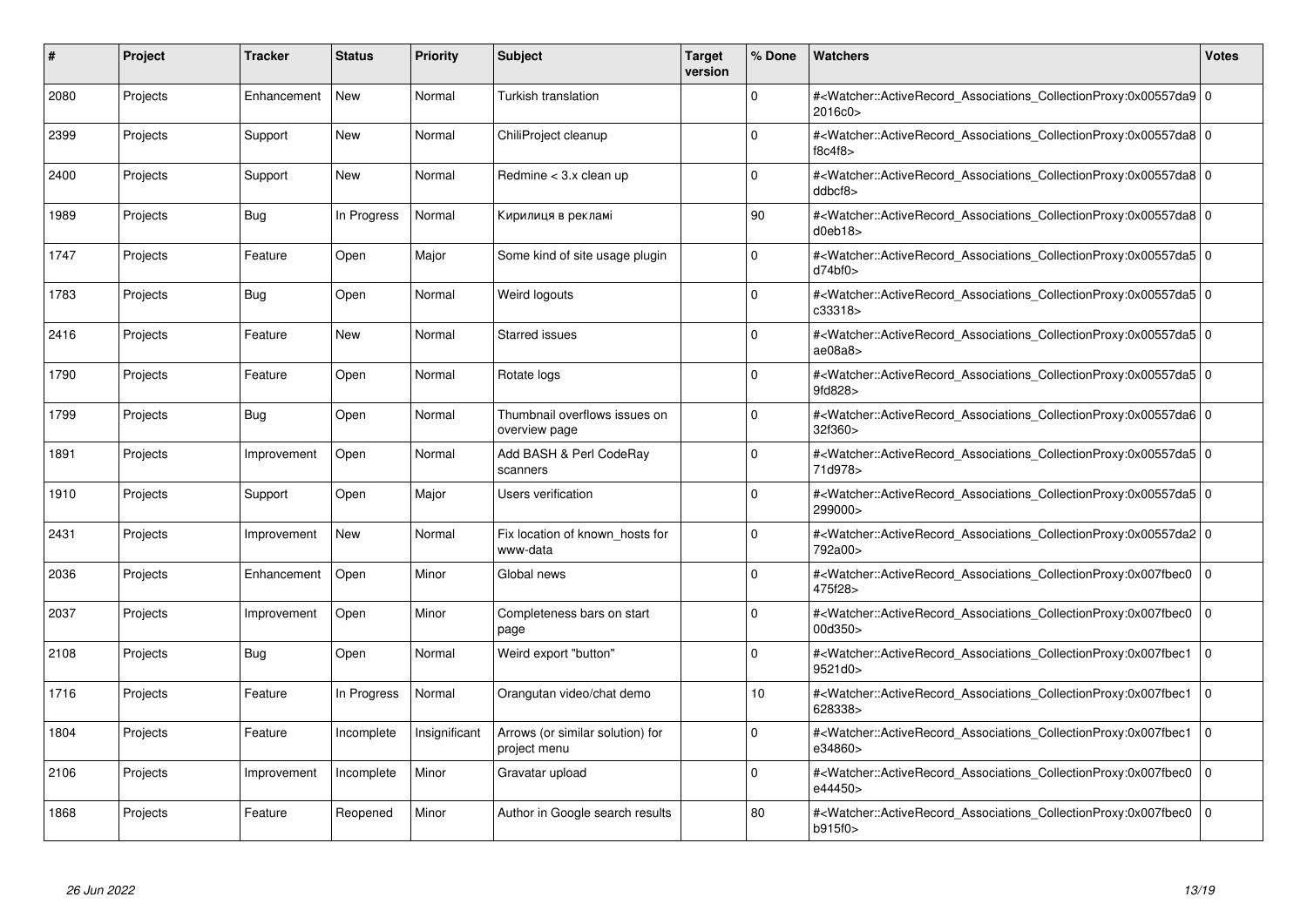| # | Project | Tracker | Status | Priority | Subject | Target version | % Done | Watchers | Votes |
|---|---|---|---|---|---|---|---|---|---|
| 2080 | Projects | Enhancement | New | Normal | Turkish translation | | 0 | #<Watcher::ActiveRecord_Associations_CollectionProxy:0x00557da92016c0> | 0 |
| 2399 | Projects | Support | New | Normal | ChiliProject cleanup | | 0 | #<Watcher::ActiveRecord_Associations_CollectionProxy:0x00557da8f8c4f8> | 0 |
| 2400 | Projects | Support | New | Normal | Redmine < 3.x clean up | | 0 | #<Watcher::ActiveRecord_Associations_CollectionProxy:0x00557da8ddbcf8> | 0 |
| 1989 | Projects | Bug | In Progress | Normal | Кирилиця в рекламі | | 90 | #<Watcher::ActiveRecord_Associations_CollectionProxy:0x00557da8d0eb18> | 0 |
| 1747 | Projects | Feature | Open | Major | Some kind of site usage plugin | | 0 | #<Watcher::ActiveRecord_Associations_CollectionProxy:0x00557da5d74bf0> | 0 |
| 1783 | Projects | Bug | Open | Normal | Weird logouts | | 0 | #<Watcher::ActiveRecord_Associations_CollectionProxy:0x00557da5c33318> | 0 |
| 2416 | Projects | Feature | New | Normal | Starred issues | | 0 | #<Watcher::ActiveRecord_Associations_CollectionProxy:0x00557da5ae08a8> | 0 |
| 1790 | Projects | Feature | Open | Normal | Rotate logs | | 0 | #<Watcher::ActiveRecord_Associations_CollectionProxy:0x00557da59fd828> | 0 |
| 1799 | Projects | Bug | Open | Normal | Thumbnail overflows issues on overview page | | 0 | #<Watcher::ActiveRecord_Associations_CollectionProxy:0x00557da632f360> | 0 |
| 1891 | Projects | Improvement | Open | Normal | Add BASH & Perl CodeRay scanners | | 0 | #<Watcher::ActiveRecord_Associations_CollectionProxy:0x00557da571d978> | 0 |
| 1910 | Projects | Support | Open | Major | Users verification | | 0 | #<Watcher::ActiveRecord_Associations_CollectionProxy:0x00557da5299000> | 0 |
| 2431 | Projects | Improvement | New | Normal | Fix location of known_hosts for www-data | | 0 | #<Watcher::ActiveRecord_Associations_CollectionProxy:0x00557da2792a00> | 0 |
| 2036 | Projects | Enhancement | Open | Minor | Global news | | 0 | #<Watcher::ActiveRecord_Associations_CollectionProxy:0x007fbec0475f28> | 0 |
| 2037 | Projects | Improvement | Open | Minor | Completeness bars on start page | | 0 | #<Watcher::ActiveRecord_Associations_CollectionProxy:0x007fbec000d350> | 0 |
| 2108 | Projects | Bug | Open | Normal | Weird export "button" | | 0 | #<Watcher::ActiveRecord_Associations_CollectionProxy:0x007fbec19521d0> | 0 |
| 1716 | Projects | Feature | In Progress | Normal | Orangutan video/chat demo | | 10 | #<Watcher::ActiveRecord_Associations_CollectionProxy:0x007fbec1628338> | 0 |
| 1804 | Projects | Feature | Incomplete | Insignificant | Arrows (or similar solution) for project menu | | 0 | #<Watcher::ActiveRecord_Associations_CollectionProxy:0x007fbec1e34860> | 0 |
| 2106 | Projects | Improvement | Incomplete | Minor | Gravatar upload | | 0 | #<Watcher::ActiveRecord_Associations_CollectionProxy:0x007fbec0e44450> | 0 |
| 1868 | Projects | Feature | Reopened | Minor | Author in Google search results | | 80 | #<Watcher::ActiveRecord_Associations_CollectionProxy:0x007fbec0b915f0> | 0 |

*26 Jun 2022*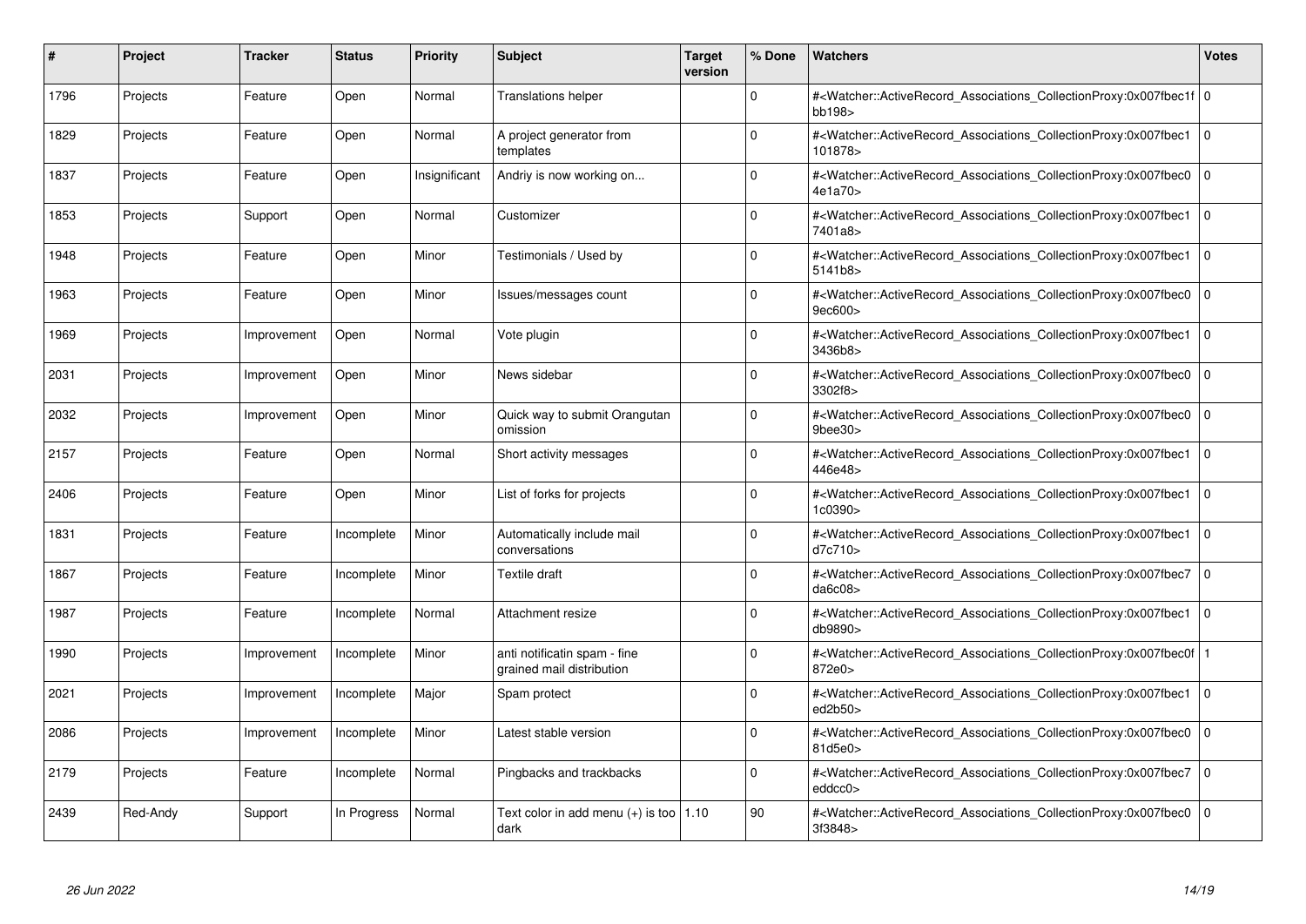| # | Project | Tracker | Status | Priority | Subject | Target version | % Done | Watchers | Votes |
|---|---|---|---|---|---|---|---|---|---|
| 1796 | Projects | Feature | Open | Normal | Translations helper | | 0 | #<Watcher::ActiveRecord_Associations_CollectionProxy:0x007fbec1fbb198> | 0 |
| 1829 | Projects | Feature | Open | Normal | A project generator from templates | | 0 | #<Watcher::ActiveRecord_Associations_CollectionProxy:0x007fbec1101878> | 0 |
| 1837 | Projects | Feature | Open | Insignificant | Andriy is now working on... | | 0 | #<Watcher::ActiveRecord_Associations_CollectionProxy:0x007fbec04e1a70> | 0 |
| 1853 | Projects | Support | Open | Normal | Customizer | | 0 | #<Watcher::ActiveRecord_Associations_CollectionProxy:0x007fbec17401a8> | 0 |
| 1948 | Projects | Feature | Open | Minor | Testimonials / Used by | | 0 | #<Watcher::ActiveRecord_Associations_CollectionProxy:0x007fbec15141b8> | 0 |
| 1963 | Projects | Feature | Open | Minor | Issues/messages count | | 0 | #<Watcher::ActiveRecord_Associations_CollectionProxy:0x007fbec09ec600> | 0 |
| 1969 | Projects | Improvement | Open | Normal | Vote plugin | | 0 | #<Watcher::ActiveRecord_Associations_CollectionProxy:0x007fbec13436b8> | 0 |
| 2031 | Projects | Improvement | Open | Minor | News sidebar | | 0 | #<Watcher::ActiveRecord_Associations_CollectionProxy:0x007fbec03302f8> | 0 |
| 2032 | Projects | Improvement | Open | Minor | Quick way to submit Orangutan omission | | 0 | #<Watcher::ActiveRecord_Associations_CollectionProxy:0x007fbec09bee30> | 0 |
| 2157 | Projects | Feature | Open | Normal | Short activity messages | | 0 | #<Watcher::ActiveRecord_Associations_CollectionProxy:0x007fbec1446e48> | 0 |
| 2406 | Projects | Feature | Open | Minor | List of forks for projects | | 0 | #<Watcher::ActiveRecord_Associations_CollectionProxy:0x007fbec11c0390> | 0 |
| 1831 | Projects | Feature | Incomplete | Minor | Automatically include mail conversations | | 0 | #<Watcher::ActiveRecord_Associations_CollectionProxy:0x007fbec1d7c710> | 0 |
| 1867 | Projects | Feature | Incomplete | Minor | Textile draft | | 0 | #<Watcher::ActiveRecord_Associations_CollectionProxy:0x007fbec7da6c08> | 0 |
| 1987 | Projects | Feature | Incomplete | Normal | Attachment resize | | 0 | #<Watcher::ActiveRecord_Associations_CollectionProxy:0x007fbec1db9890> | 0 |
| 1990 | Projects | Improvement | Incomplete | Minor | anti notificatin spam - fine grained mail distribution | | 0 | #<Watcher::ActiveRecord_Associations_CollectionProxy:0x007fbec0f872e0> | 1 |
| 2021 | Projects | Improvement | Incomplete | Major | Spam protect | | 0 | #<Watcher::ActiveRecord_Associations_CollectionProxy:0x007fbec1ed2b50> | 0 |
| 2086 | Projects | Improvement | Incomplete | Minor | Latest stable version | | 0 | #<Watcher::ActiveRecord_Associations_CollectionProxy:0x007fbec081d5e0> | 0 |
| 2179 | Projects | Feature | Incomplete | Normal | Pingbacks and trackbacks | | 0 | #<Watcher::ActiveRecord_Associations_CollectionProxy:0x007fbec7eddcc0> | 0 |
| 2439 | Red-Andy | Support | In Progress | Normal | Text color in add menu (+) is too dark | 1.10 | 90 | #<Watcher::ActiveRecord_Associations_CollectionProxy:0x007fbec03f3848> | 0 |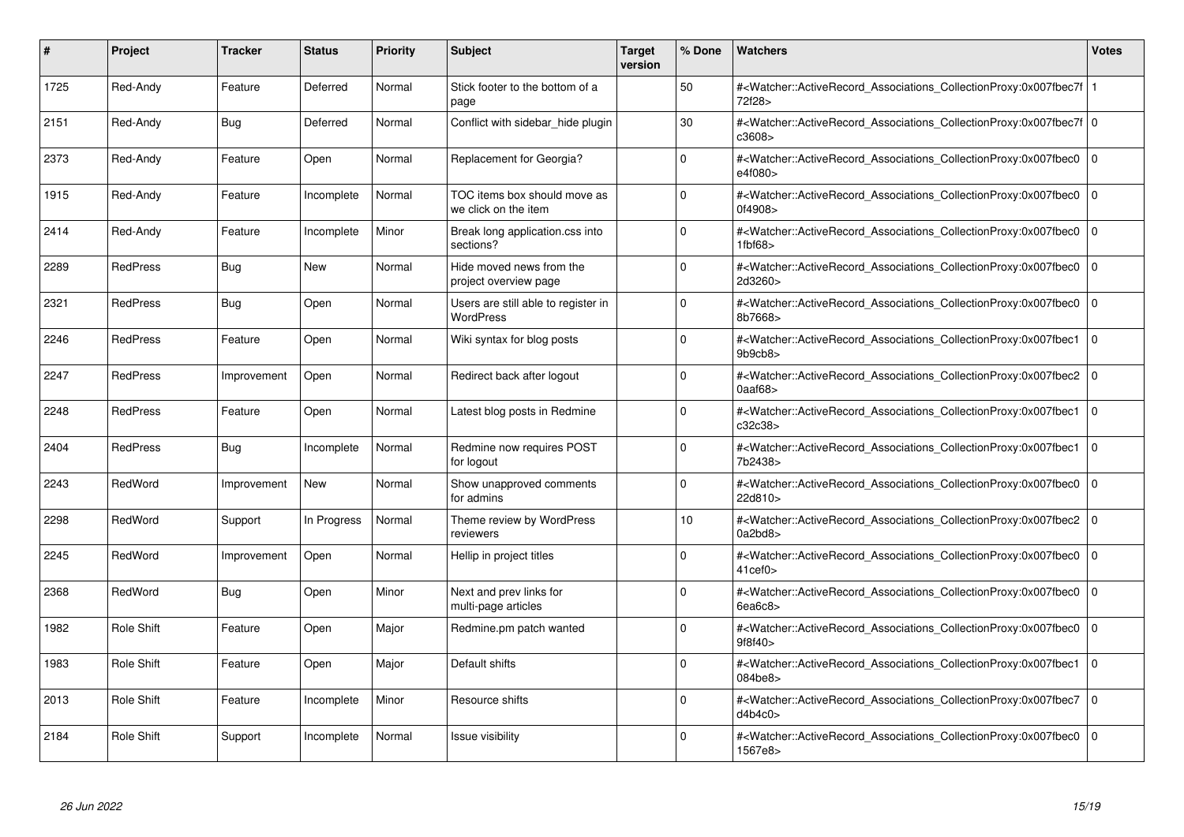| # | Project | Tracker | Status | Priority | Subject | Target version | % Done | Watchers | Votes |
|---|---|---|---|---|---|---|---|---|---|
| 1725 | Red-Andy | Feature | Deferred | Normal | Stick footer to the bottom of a page | | 50 | #<Watcher::ActiveRecord_Associations_CollectionProxy:0x007fbec7f72f28> | 1 |
| 2151 | Red-Andy | Bug | Deferred | Normal | Conflict with sidebar_hide plugin | | 30 | #<Watcher::ActiveRecord_Associations_CollectionProxy:0x007fbec7fc3608> | 0 |
| 2373 | Red-Andy | Feature | Open | Normal | Replacement for Georgia? | | 0 | #<Watcher::ActiveRecord_Associations_CollectionProxy:0x007fbec0e4f080> | 0 |
| 1915 | Red-Andy | Feature | Incomplete | Normal | TOC items box should move as we click on the item | | 0 | #<Watcher::ActiveRecord_Associations_CollectionProxy:0x007fbec00f4908> | 0 |
| 2414 | Red-Andy | Feature | Incomplete | Minor | Break long application.css into sections? | | 0 | #<Watcher::ActiveRecord_Associations_CollectionProxy:0x007fbec01fbf68> | 0 |
| 2289 | RedPress | Bug | New | Normal | Hide moved news from the project overview page | | 0 | #<Watcher::ActiveRecord_Associations_CollectionProxy:0x007fbec02d3260> | 0 |
| 2321 | RedPress | Bug | Open | Normal | Users are still able to register in WordPress | | 0 | #<Watcher::ActiveRecord_Associations_CollectionProxy:0x007fbec08b7668> | 0 |
| 2246 | RedPress | Feature | Open | Normal | Wiki syntax for blog posts | | 0 | #<Watcher::ActiveRecord_Associations_CollectionProxy:0x007fbec19b9cb8> | 0 |
| 2247 | RedPress | Improvement | Open | Normal | Redirect back after logout | | 0 | #<Watcher::ActiveRecord_Associations_CollectionProxy:0x007fbec20aaf68> | 0 |
| 2248 | RedPress | Feature | Open | Normal | Latest blog posts in Redmine | | 0 | #<Watcher::ActiveRecord_Associations_CollectionProxy:0x007fbec1c32c38> | 0 |
| 2404 | RedPress | Bug | Incomplete | Normal | Redmine now requires POST for logout | | 0 | #<Watcher::ActiveRecord_Associations_CollectionProxy:0x007fbec17b2438> | 0 |
| 2243 | RedWord | Improvement | New | Normal | Show unapproved comments for admins | | 0 | #<Watcher::ActiveRecord_Associations_CollectionProxy:0x007fbec022d810> | 0 |
| 2298 | RedWord | Support | In Progress | Normal | Theme review by WordPress reviewers | | 10 | #<Watcher::ActiveRecord_Associations_CollectionProxy:0x007fbec20a2bd8> | 0 |
| 2245 | RedWord | Improvement | Open | Normal | Hellip in project titles | | 0 | #<Watcher::ActiveRecord_Associations_CollectionProxy:0x007fbec041cef0> | 0 |
| 2368 | RedWord | Bug | Open | Minor | Next and prev links for multi-page articles | | 0 | #<Watcher::ActiveRecord_Associations_CollectionProxy:0x007fbec06ea6c8> | 0 |
| 1982 | Role Shift | Feature | Open | Major | Redmine.pm patch wanted | | 0 | #<Watcher::ActiveRecord_Associations_CollectionProxy:0x007fbec09f8f40> | 0 |
| 1983 | Role Shift | Feature | Open | Major | Default shifts | | 0 | #<Watcher::ActiveRecord_Associations_CollectionProxy:0x007fbec1084be8> | 0 |
| 2013 | Role Shift | Feature | Incomplete | Minor | Resource shifts | | 0 | #<Watcher::ActiveRecord_Associations_CollectionProxy:0x007fbec7d4b4c0> | 0 |
| 2184 | Role Shift | Support | Incomplete | Normal | Issue visibility | | 0 | #<Watcher::ActiveRecord_Associations_CollectionProxy:0x007fbec01567e8> | 0 |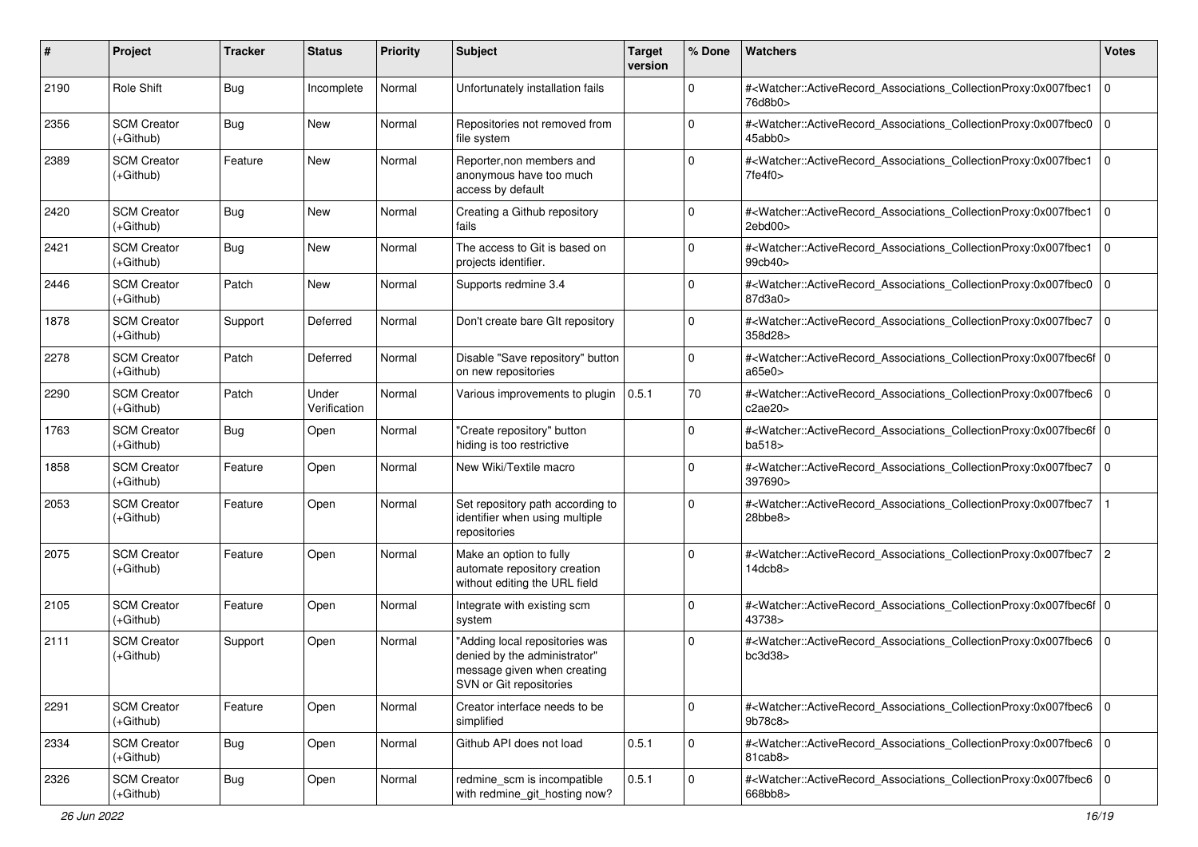| # | Project | Tracker | Status | Priority | Subject | Target version | % Done | Watchers | Votes |
|---|---|---|---|---|---|---|---|---|---|
| 2190 | Role Shift | Bug | Incomplete | Normal | Unfortunately installation fails | | 0 | #<Watcher::ActiveRecord_Associations_CollectionProxy:0x007fbec176d8b0> | 0 |
| 2356 | SCM Creator (+Github) | Bug | New | Normal | Repositories not removed from file system | | 0 | #<Watcher::ActiveRecord_Associations_CollectionProxy:0x007fbec045abb0> | 0 |
| 2389 | SCM Creator (+Github) | Feature | New | Normal | Reporter,non members and anonymous have too much access by default | | 0 | #<Watcher::ActiveRecord_Associations_CollectionProxy:0x007fbec17fe4f0> | 0 |
| 2420 | SCM Creator (+Github) | Bug | New | Normal | Creating a Github repository fails | | 0 | #<Watcher::ActiveRecord_Associations_CollectionProxy:0x007fbec12ebd00> | 0 |
| 2421 | SCM Creator (+Github) | Bug | New | Normal | The access to Git is based on projects identifier. | | 0 | #<Watcher::ActiveRecord_Associations_CollectionProxy:0x007fbec199cb40> | 0 |
| 2446 | SCM Creator (+Github) | Patch | New | Normal | Supports redmine 3.4 | | 0 | #<Watcher::ActiveRecord_Associations_CollectionProxy:0x007fbec087d3a0> | 0 |
| 1878 | SCM Creator (+Github) | Support | Deferred | Normal | Don't create bare GIt repository | | 0 | #<Watcher::ActiveRecord_Associations_CollectionProxy:0x007fbec7358d28> | 0 |
| 2278 | SCM Creator (+Github) | Patch | Deferred | Normal | Disable "Save repository" button on new repositories | | 0 | #<Watcher::ActiveRecord_Associations_CollectionProxy:0x007fbec6fa65e0> | 0 |
| 2290 | SCM Creator (+Github) | Patch | Under Verification | Normal | Various improvements to plugin | 0.5.1 | 70 | #<Watcher::ActiveRecord_Associations_CollectionProxy:0x007fbec6c2ae20> | 0 |
| 1763 | SCM Creator (+Github) | Bug | Open | Normal | "Create repository" button hiding is too restrictive | | 0 | #<Watcher::ActiveRecord_Associations_CollectionProxy:0x007fbec6fba518> | 0 |
| 1858 | SCM Creator (+Github) | Feature | Open | Normal | New Wiki/Textile macro | | 0 | #<Watcher::ActiveRecord_Associations_CollectionProxy:0x007fbec7397690> | 0 |
| 2053 | SCM Creator (+Github) | Feature | Open | Normal | Set repository path according to identifier when using multiple repositories | | 0 | #<Watcher::ActiveRecord_Associations_CollectionProxy:0x007fbec728bbe8> | 1 |
| 2075 | SCM Creator (+Github) | Feature | Open | Normal | Make an option to fully automate repository creation without editing the URL field | | 0 | #<Watcher::ActiveRecord_Associations_CollectionProxy:0x007fbec714dcb8> | 2 |
| 2105 | SCM Creator (+Github) | Feature | Open | Normal | Integrate with existing scm system | | 0 | #<Watcher::ActiveRecord_Associations_CollectionProxy:0x007fbec6f43738> | 0 |
| 2111 | SCM Creator (+Github) | Support | Open | Normal | "Adding local repositories was denied by the administrator" message given when creating SVN or Git repositories | | 0 | #<Watcher::ActiveRecord_Associations_CollectionProxy:0x007fbec6bc3d38> | 0 |
| 2291 | SCM Creator (+Github) | Feature | Open | Normal | Creator interface needs to be simplified | | 0 | #<Watcher::ActiveRecord_Associations_CollectionProxy:0x007fbec69b78c8> | 0 |
| 2334 | SCM Creator (+Github) | Bug | Open | Normal | Github API does not load | 0.5.1 | 0 | #<Watcher::ActiveRecord_Associations_CollectionProxy:0x007fbec681cab8> | 0 |
| 2326 | SCM Creator (+Github) | Bug | Open | Normal | redmine_scm is incompatible with redmine_git_hosting now? | 0.5.1 | 0 | #<Watcher::ActiveRecord_Associations_CollectionProxy:0x007fbec6668bb8> | 0 |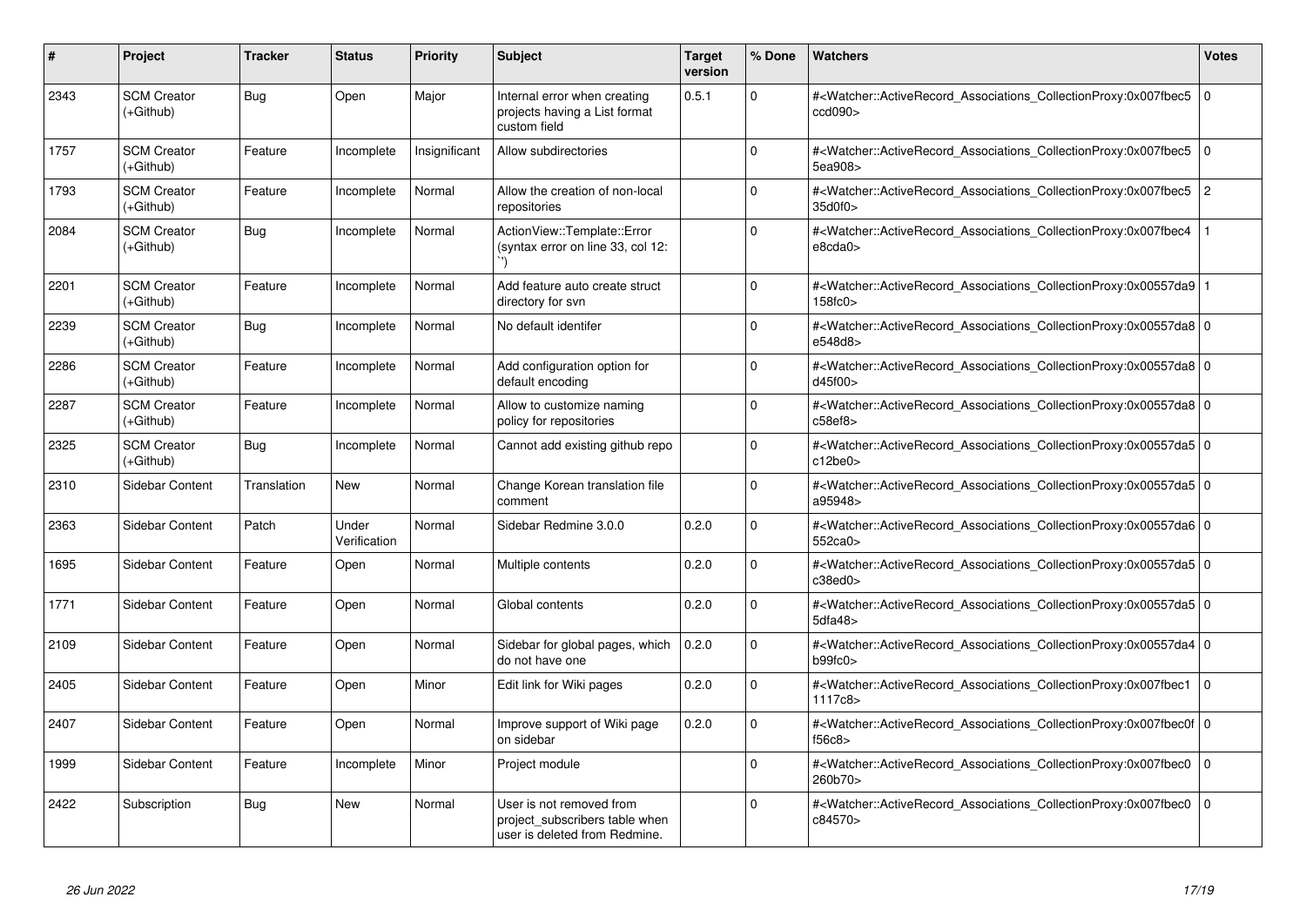| # | Project | Tracker | Status | Priority | Subject | Target version | % Done | Watchers | Votes |
|---|---|---|---|---|---|---|---|---|---|
| 2343 | SCM Creator (+Github) | Bug | Open | Major | Internal error when creating projects having a List format custom field | 0.5.1 | 0 | #<Watcher::ActiveRecord_Associations_CollectionProxy:0x007fbec5ccd090> | 0 |
| 1757 | SCM Creator (+Github) | Feature | Incomplete | Insignificant | Allow subdirectories | | 0 | #<Watcher::ActiveRecord_Associations_CollectionProxy:0x007fbec55ea908> | 0 |
| 1793 | SCM Creator (+Github) | Feature | Incomplete | Normal | Allow the creation of non-local repositories | | 0 | #<Watcher::ActiveRecord_Associations_CollectionProxy:0x007fbec535d0f0> | 2 |
| 2084 | SCM Creator (+Github) | Bug | Incomplete | Normal | ActionView::Template::Error (syntax error on line 33, col 12: ``) | | 0 | #<Watcher::ActiveRecord_Associations_CollectionProxy:0x007fbec4e8cda0> | 1 |
| 2201 | SCM Creator (+Github) | Feature | Incomplete | Normal | Add feature auto create struct directory for svn | | 0 | #<Watcher::ActiveRecord_Associations_CollectionProxy:0x00557da9158fc0> | 1 |
| 2239 | SCM Creator (+Github) | Bug | Incomplete | Normal | No default identifer | | 0 | #<Watcher::ActiveRecord_Associations_CollectionProxy:0x00557da8e548d8> | 0 |
| 2286 | SCM Creator (+Github) | Feature | Incomplete | Normal | Add configuration option for default encoding | | 0 | #<Watcher::ActiveRecord_Associations_CollectionProxy:0x00557da8d45f00> | 0 |
| 2287 | SCM Creator (+Github) | Feature | Incomplete | Normal | Allow to customize naming policy for repositories | | 0 | #<Watcher::ActiveRecord_Associations_CollectionProxy:0x00557da8c58ef8> | 0 |
| 2325 | SCM Creator (+Github) | Bug | Incomplete | Normal | Cannot add existing github repo | | 0 | #<Watcher::ActiveRecord_Associations_CollectionProxy:0x00557da5c12be0> | 0 |
| 2310 | Sidebar Content | Translation | New | Normal | Change Korean translation file comment | | 0 | #<Watcher::ActiveRecord_Associations_CollectionProxy:0x00557da5a95948> | 0 |
| 2363 | Sidebar Content | Patch | Under Verification | Normal | Sidebar Redmine 3.0.0 | 0.2.0 | 0 | #<Watcher::ActiveRecord_Associations_CollectionProxy:0x00557da6552ca0> | 0 |
| 1695 | Sidebar Content | Feature | Open | Normal | Multiple contents | 0.2.0 | 0 | #<Watcher::ActiveRecord_Associations_CollectionProxy:0x00557da5c38ed0> | 0 |
| 1771 | Sidebar Content | Feature | Open | Normal | Global contents | 0.2.0 | 0 | #<Watcher::ActiveRecord_Associations_CollectionProxy:0x00557da55dfa48> | 0 |
| 2109 | Sidebar Content | Feature | Open | Normal | Sidebar for global pages, which do not have one | 0.2.0 | 0 | #<Watcher::ActiveRecord_Associations_CollectionProxy:0x00557da4b99fc0> | 0 |
| 2405 | Sidebar Content | Feature | Open | Minor | Edit link for Wiki pages | 0.2.0 | 0 | #<Watcher::ActiveRecord_Associations_CollectionProxy:0x007fbec11117c8> | 0 |
| 2407 | Sidebar Content | Feature | Open | Normal | Improve support of Wiki page on sidebar | 0.2.0 | 0 | #<Watcher::ActiveRecord_Associations_CollectionProxy:0x007fbec0ff56c8> | 0 |
| 1999 | Sidebar Content | Feature | Incomplete | Minor | Project module | | 0 | #<Watcher::ActiveRecord_Associations_CollectionProxy:0x007fbec0260b70> | 0 |
| 2422 | Subscription | Bug | New | Normal | User is not removed from project_subscribers table when user is deleted from Redmine. | | 0 | #<Watcher::ActiveRecord_Associations_CollectionProxy:0x007fbec0c84570> | 0 |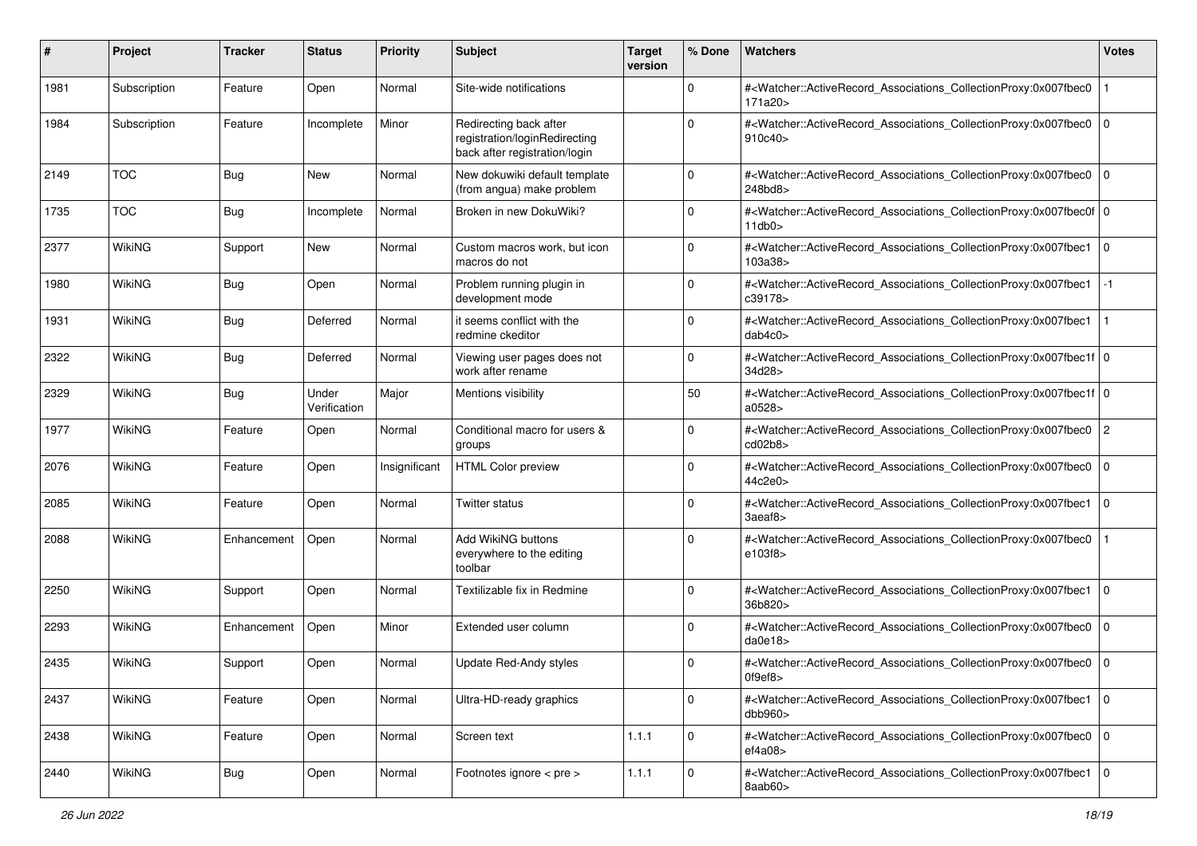| # | Project | Tracker | Status | Priority | Subject | Target version | % Done | Watchers | Votes |
|---|---|---|---|---|---|---|---|---|---|
| 1981 | Subscription | Feature | Open | Normal | Site-wide notifications | | 0 | #<Watcher::ActiveRecord_Associations_CollectionProxy:0x007fbec0171a20> | 1 |
| 1984 | Subscription | Feature | Incomplete | Minor | Redirecting back after registration/loginRedirecting back after registration/login | | 0 | #<Watcher::ActiveRecord_Associations_CollectionProxy:0x007fbec0910c40> | 0 |
| 2149 | TOC | Bug | New | Normal | New dokuwiki default template (from angua) make problem | | 0 | #<Watcher::ActiveRecord_Associations_CollectionProxy:0x007fbec0248bd8> | 0 |
| 1735 | TOC | Bug | Incomplete | Normal | Broken in new DokuWiki? | | 0 | #<Watcher::ActiveRecord_Associations_CollectionProxy:0x007fbec0f11db0> | 0 |
| 2377 | WikiNG | Support | New | Normal | Custom macros work, but icon macros do not | | 0 | #<Watcher::ActiveRecord_Associations_CollectionProxy:0x007fbec1103a38> | 0 |
| 1980 | WikiNG | Bug | Open | Normal | Problem running plugin in development mode | | 0 | #<Watcher::ActiveRecord_Associations_CollectionProxy:0x007fbec1c39178> | -1 |
| 1931 | WikiNG | Bug | Deferred | Normal | it seems conflict with the redmine ckeditor | | 0 | #<Watcher::ActiveRecord_Associations_CollectionProxy:0x007fbec1dab4c0> | 1 |
| 2322 | WikiNG | Bug | Deferred | Normal | Viewing user pages does not work after rename | | 0 | #<Watcher::ActiveRecord_Associations_CollectionProxy:0x007fbec1f34d28> | 0 |
| 2329 | WikiNG | Bug | Under Verification | Major | Mentions visibility | | 50 | #<Watcher::ActiveRecord_Associations_CollectionProxy:0x007fbec1fa0528> | 0 |
| 1977 | WikiNG | Feature | Open | Normal | Conditional macro for users & groups | | 0 | #<Watcher::ActiveRecord_Associations_CollectionProxy:0x007fbec0cd02b8> | 2 |
| 2076 | WikiNG | Feature | Open | Insignificant | HTML Color preview | | 0 | #<Watcher::ActiveRecord_Associations_CollectionProxy:0x007fbec044c2e0> | 0 |
| 2085 | WikiNG | Feature | Open | Normal | Twitter status | | 0 | #<Watcher::ActiveRecord_Associations_CollectionProxy:0x007fbec13aeaf8> | 0 |
| 2088 | WikiNG | Enhancement | Open | Normal | Add WikiNG buttons everywhere to the editing toolbar | | 0 | #<Watcher::ActiveRecord_Associations_CollectionProxy:0x007fbec0e103f8> | 1 |
| 2250 | WikiNG | Support | Open | Normal | Textilizable fix in Redmine | | 0 | #<Watcher::ActiveRecord_Associations_CollectionProxy:0x007fbec136b820> | 0 |
| 2293 | WikiNG | Enhancement | Open | Minor | Extended user column | | 0 | #<Watcher::ActiveRecord_Associations_CollectionProxy:0x007fbec0da0e18> | 0 |
| 2435 | WikiNG | Support | Open | Normal | Update Red-Andy styles | | 0 | #<Watcher::ActiveRecord_Associations_CollectionProxy:0x007fbec00f9ef8> | 0 |
| 2437 | WikiNG | Feature | Open | Normal | Ultra-HD-ready graphics | | 0 | #<Watcher::ActiveRecord_Associations_CollectionProxy:0x007fbec1dbb960> | 0 |
| 2438 | WikiNG | Feature | Open | Normal | Screen text | 1.1.1 | 0 | #<Watcher::ActiveRecord_Associations_CollectionProxy:0x007fbec0ef4a08> | 0 |
| 2440 | WikiNG | Bug | Open | Normal | Footnotes ignore < pre > | 1.1.1 | 0 | #<Watcher::ActiveRecord_Associations_CollectionProxy:0x007fbec18aab60> | 0 |

*26 Jun 2022*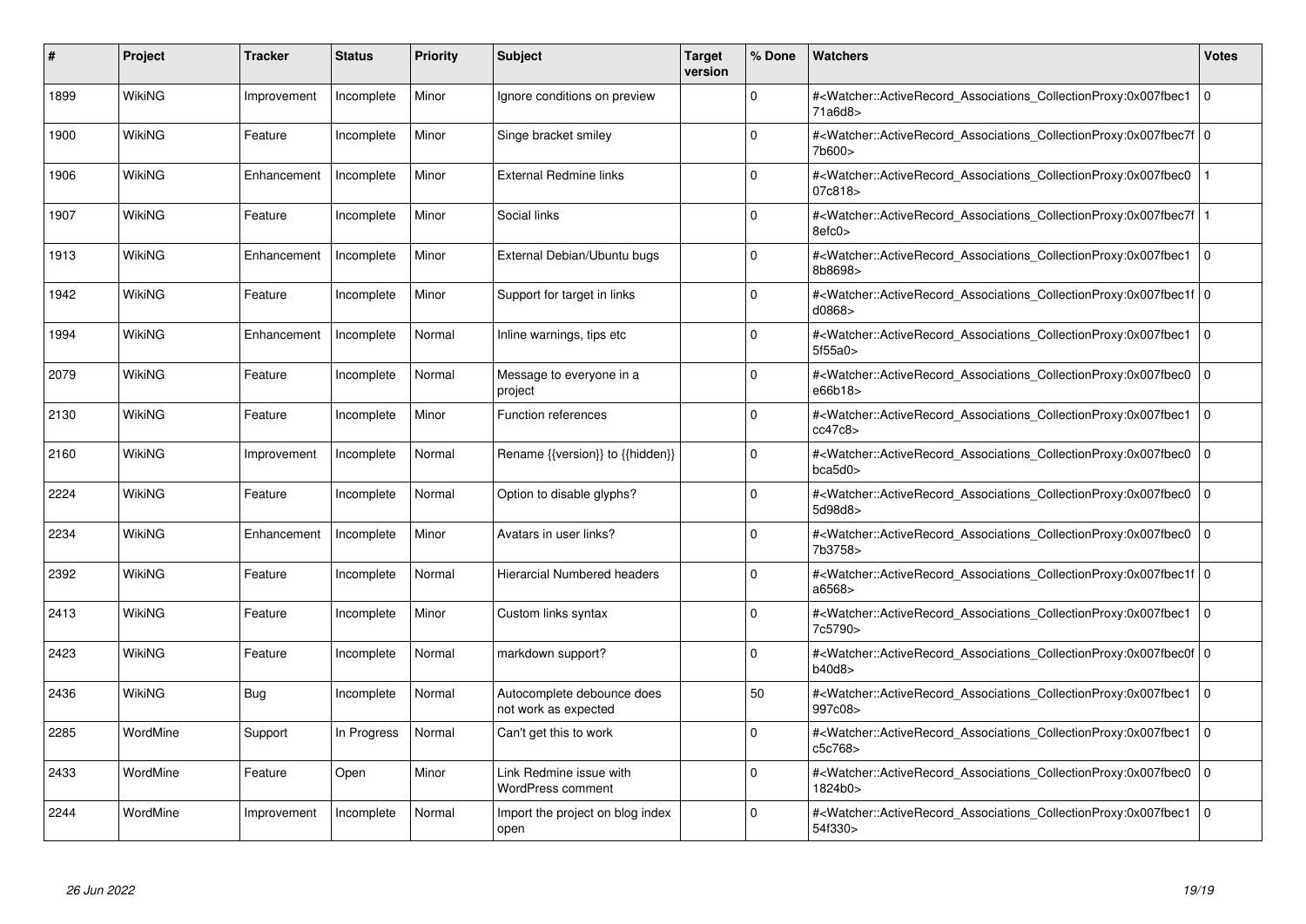| # | Project | Tracker | Status | Priority | Subject | Target version | % Done | Watchers | Votes |
|---|---|---|---|---|---|---|---|---|---|
| 1899 | WikiNG | Improvement | Incomplete | Minor | Ignore conditions on preview | | 0 | #<Watcher::ActiveRecord_Associations_CollectionProxy:0x007fbec171a6d8> | 0 |
| 1900 | WikiNG | Feature | Incomplete | Minor | Singe bracket smiley | | 0 | #<Watcher::ActiveRecord_Associations_CollectionProxy:0x007fbec7f7b600> | 0 |
| 1906 | WikiNG | Enhancement | Incomplete | Minor | External Redmine links | | 0 | #<Watcher::ActiveRecord_Associations_CollectionProxy:0x007fbec007c818> | 1 |
| 1907 | WikiNG | Feature | Incomplete | Minor | Social links | | 0 | #<Watcher::ActiveRecord_Associations_CollectionProxy:0x007fbec7f8efc0> | 1 |
| 1913 | WikiNG | Enhancement | Incomplete | Minor | External Debian/Ubuntu bugs | | 0 | #<Watcher::ActiveRecord_Associations_CollectionProxy:0x007fbec18b8698> | 0 |
| 1942 | WikiNG | Feature | Incomplete | Minor | Support for target in links | | 0 | #<Watcher::ActiveRecord_Associations_CollectionProxy:0x007fbec1fd0868> | 0 |
| 1994 | WikiNG | Enhancement | Incomplete | Normal | Inline warnings, tips etc | | 0 | #<Watcher::ActiveRecord_Associations_CollectionProxy:0x007fbec15f55a0> | 0 |
| 2079 | WikiNG | Feature | Incomplete | Normal | Message to everyone in a project | | 0 | #<Watcher::ActiveRecord_Associations_CollectionProxy:0x007fbec0e66b18> | 0 |
| 2130 | WikiNG | Feature | Incomplete | Minor | Function references | | 0 | #<Watcher::ActiveRecord_Associations_CollectionProxy:0x007fbec1cc47c8> | 0 |
| 2160 | WikiNG | Improvement | Incomplete | Normal | Rename {{version}} to {{hidden}} | | 0 | #<Watcher::ActiveRecord_Associations_CollectionProxy:0x007fbec0bca5d0> | 0 |
| 2224 | WikiNG | Feature | Incomplete | Normal | Option to disable glyphs? | | 0 | #<Watcher::ActiveRecord_Associations_CollectionProxy:0x007fbec05d98d8> | 0 |
| 2234 | WikiNG | Enhancement | Incomplete | Minor | Avatars in user links? | | 0 | #<Watcher::ActiveRecord_Associations_CollectionProxy:0x007fbec07b3758> | 0 |
| 2392 | WikiNG | Feature | Incomplete | Normal | Hierarcial Numbered headers | | 0 | #<Watcher::ActiveRecord_Associations_CollectionProxy:0x007fbec1fa6568> | 0 |
| 2413 | WikiNG | Feature | Incomplete | Minor | Custom links syntax | | 0 | #<Watcher::ActiveRecord_Associations_CollectionProxy:0x007fbec17c5790> | 0 |
| 2423 | WikiNG | Feature | Incomplete | Normal | markdown support? | | 0 | #<Watcher::ActiveRecord_Associations_CollectionProxy:0x007fbec0fb40d8> | 0 |
| 2436 | WikiNG | Bug | Incomplete | Normal | Autocomplete debounce does not work as expected | | 50 | #<Watcher::ActiveRecord_Associations_CollectionProxy:0x007fbec1997c08> | 0 |
| 2285 | WordMine | Support | In Progress | Normal | Can't get this to work | | 0 | #<Watcher::ActiveRecord_Associations_CollectionProxy:0x007fbec1c5c768> | 0 |
| 2433 | WordMine | Feature | Open | Minor | Link Redmine issue with WordPress comment | | 0 | #<Watcher::ActiveRecord_Associations_CollectionProxy:0x007fbec01824b0> | 0 |
| 2244 | WordMine | Improvement | Incomplete | Normal | Import the project on blog index open | | 0 | #<Watcher::ActiveRecord_Associations_CollectionProxy:0x007fbec154f330> | 0 |

*26 Jun 2022*